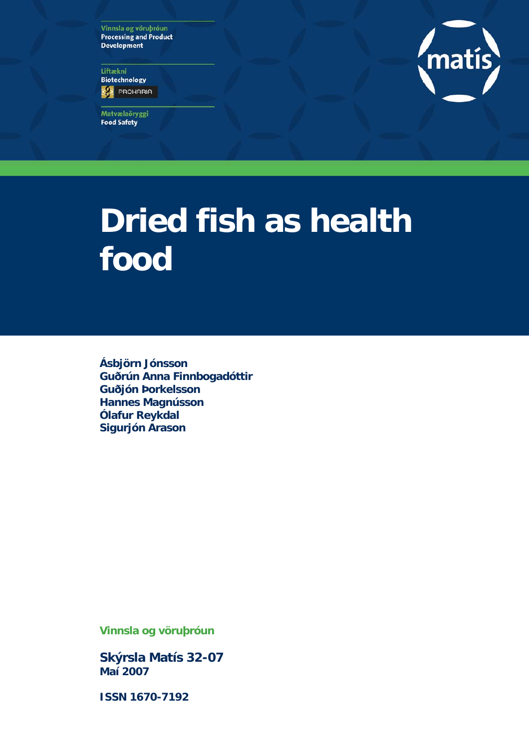Vinnsla og vöruþróun
Processing and Product Development

Líftækni
Biotechnology

PROKARIA

Matvælaöryggi
Food Safety

matís

# Dried fish as health food

**Ásbjörn Jónsson**
**Guðrún Anna Finnbogadóttir**
**Guðjón Þorkelsson**
**Hannes Magnússon**
**Ólafur Reykdal**
**Sigurjón Arason**

Vinnsla og vöruþróun

**Skýrsla Matís 32-07**
**Maí 2007**

**ISSN 1670-7192**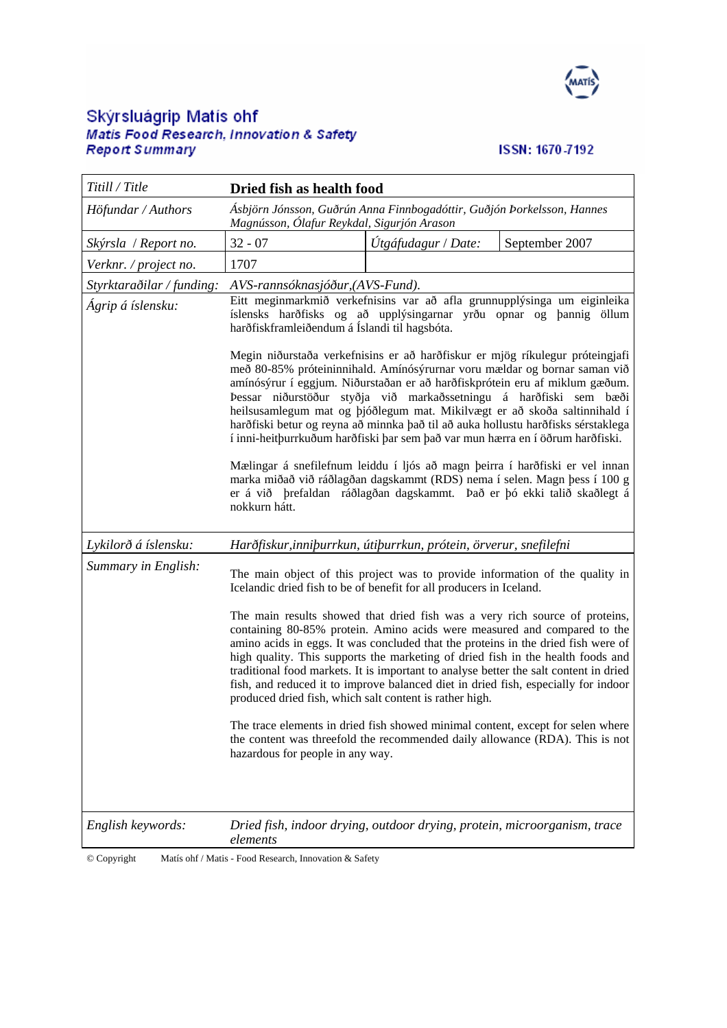# Skýrsluágrip Matís ohf

**Matis Food Research, Innovation & Safety**
**Report Summary**

**ISSN: 1670-7192**

| *Titill / Title* | **Dried fish as health food** | | |
|---|---|---|---|
| *Höfundar / Authors* | *Ásbjörn Jónsson, Guðrún Anna Finnbogadóttir, Guðjón Þorkelsson, Hannes Magnússon, Ólafur Reykdal, Sigurjón Arason* | | |
| *Skýrsla / Report no.* | 32 - 07 | *Útgáfudagur / Date:* | September 2007 |
| *Verknr. / project no.* | 1707 | | |
| *Styrktaraðilar / funding:* | *AVS-rannsóknasjóður,(AVS-Fund).* | | |
| *Ágrip á íslensku:* | Eitt meginmarkmið verkefnisins var að afla grunnupplýsinga um eiginleika íslensks harðfisks og að upplýsingarnar yrðu opnar og þannig öllum harðfiskframleiðendum á Íslandi til hagsbóta. <br><br> Megin niðurstaða verkefnisins er að harðfiskur er mjög ríkulegur próteingjafi með 80-85% próteininnihald. Amínósýrurnar voru mældar og bornar saman við amínósýrur í eggjum. Niðurstaðan er að harðfiskprótein eru af miklum gæðum. Þessar niðurstöður styðja við markaðssetningu á harðfiski sem bæði heilsusamlegum mat og þjóðlegum mat. Mikilvægt er að skoða saltinnihald í harðfiski betur og reyna að minnka það til að auka hollustu harðfisks sérstaklega í inni-heitþurrkuðum harðfiski þar sem það var mun hærra en í öðrum harðfiski. <br><br> Mælingar á snefilefnum leiddu í ljós að magn þeirra í harðfiski er vel innan marka miðað við ráðlagðan dagskammt (RDS) nema í selen. Magn þess í 100 g er á við þrefaldan ráðlagðan dagskammt. Það er þó ekki talið skaðlegt á nokkurn hátt. | | |
| *Lykilorð á íslensku:* | *Harðfiskur,inniþurrkun, útiþurrkun, prótein, örverur, snefilefni* | | |
| *Summary in English:* | The main object of this project was to provide information of the quality in Icelandic dried fish to be of benefit for all producers in Iceland. <br><br> The main results showed that dried fish was a very rich source of proteins, containing 80-85% protein. Amino acids were measured and compared to the amino acids in eggs. It was concluded that the proteins in the dried fish were of high quality. This supports the marketing of dried fish in the health foods and traditional food markets. It is important to analyse better the salt content in dried fish, and reduced it to improve balanced diet in dried fish, especially for indoor produced dried fish, which salt content is rather high. <br><br> The trace elements in dried fish showed minimal content, except for selen where the content was threefold the recommended daily allowance (RDA). This is not hazardous for people in any way. | | |
| *English keywords:* | *Dried fish, indoor drying, outdoor drying, protein, microorganism, trace elements* | | |

© Copyright Matís ohf / Matis - Food Research, Innovation & Safety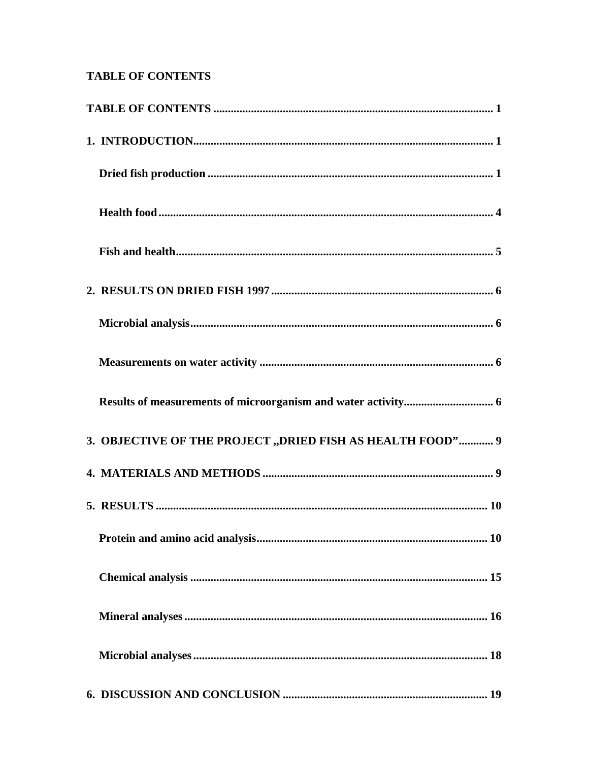**TABLE OF CONTENTS**

**TABLE OF CONTENTS** ........................................................................................ 1

**1. INTRODUCTION**............................................................................................. 1

**Dried fish production** ...................................................................................... 1

**Health food**....................................................................................................... 4

**Fish and health**................................................................................................. 5

**2. RESULTS ON DRIED FISH 1997** .................................................................. 6

**Microbial analysis**............................................................................................ 6

**Measurements on water activity** .................................................................... 6

**Results of measurements of microorganism and water activity**................................ 6

**3. OBJECTIVE OF THE PROJECT „DRIED FISH AS HEALTH FOOD”**............ 9

**4. MATERIALS AND METHODS** ...................................................................... 9

**5. RESULTS** ........................................................................................................ 10

**Protein and amino acid analysis**.................................................................... 10

**Chemical analysis** .......................................................................................... 15

**Mineral analyses** ............................................................................................ 16

**Microbial analyses**.......................................................................................... 18

**6. DISCUSSION AND CONCLUSION** .............................................................. 19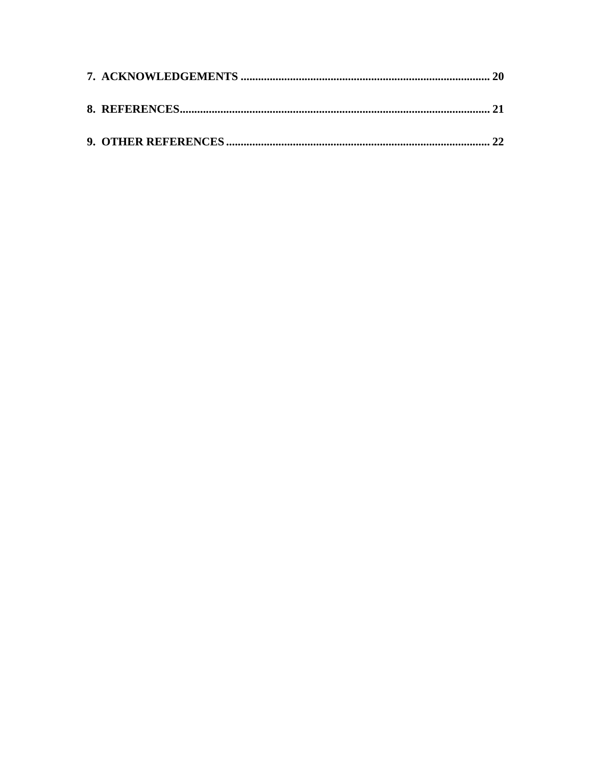**7. ACKNOWLEDGEMENTS** ..................................................................................... **20**

**8. REFERENCES**.......................................................................................................... **21**

**9. OTHER REFERENCES** .......................................................................................... **22**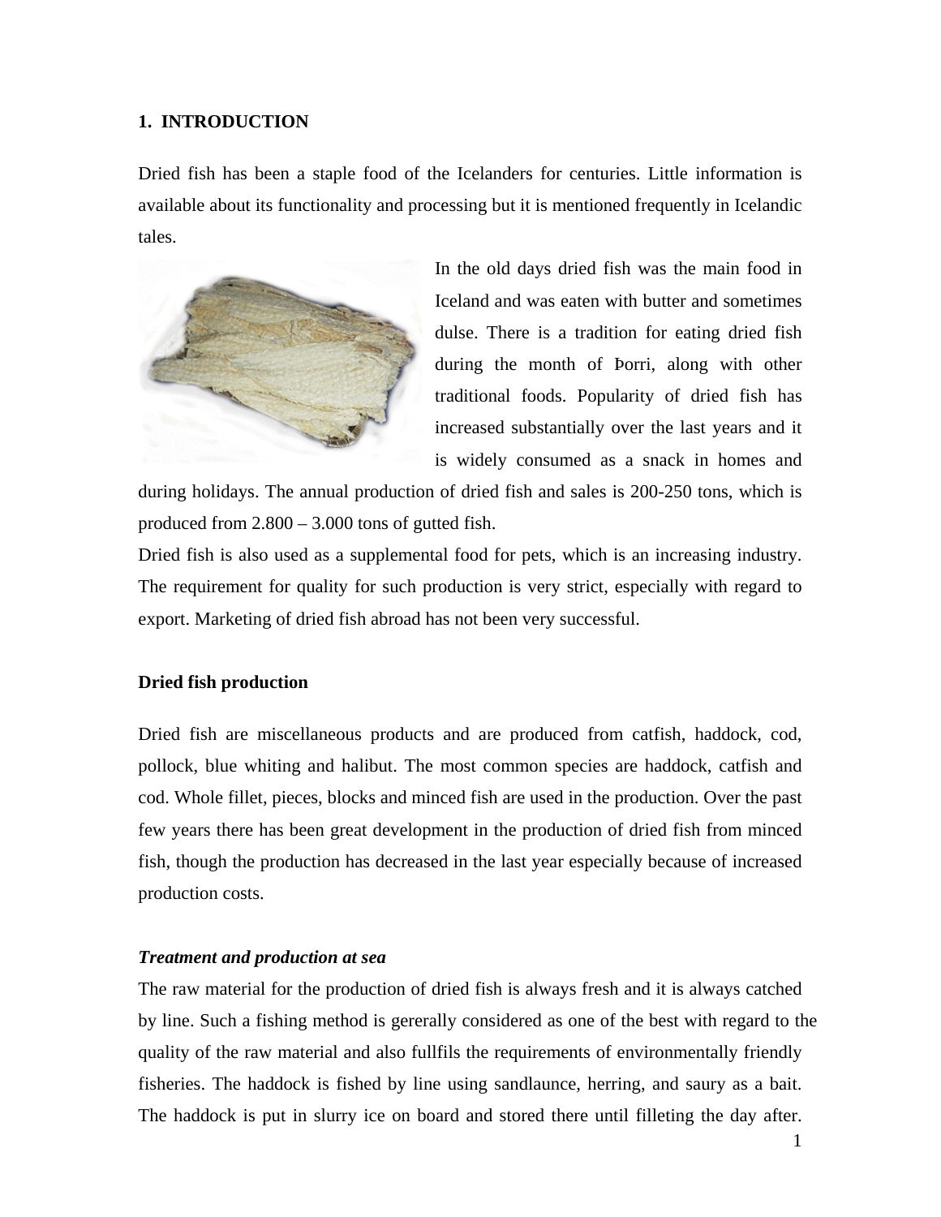# 1. INTRODUCTION

Dried fish has been a staple food of the Icelanders for centuries. Little information is available about its functionality and processing but it is mentioned frequently in Icelandic tales.

In the old days dried fish was the main food in Iceland and was eaten with butter and sometimes dulse. There is a tradition for eating dried fish during the month of Þorri, along with other traditional foods. Popularity of dried fish has increased substantially over the last years and it is widely consumed as a snack in homes and during holidays. The annual production of dried fish and sales is 200-250 tons, which is produced from 2.800 – 3.000 tons of gutted fish.

Dried fish is also used as a supplemental food for pets, which is an increasing industry. The requirement for quality for such production is very strict, especially with regard to export. Marketing of dried fish abroad has not been very successful.

## Dried fish production

Dried fish are miscellaneous products and are produced from catfish, haddock, cod, pollock, blue whiting and halibut. The most common species are haddock, catfish and cod. Whole fillet, pieces, blocks and minced fish are used in the production. Over the past few years there has been great development in the production of dried fish from minced fish, though the production has decreased in the last year especially because of increased production costs.

### *Treatment and production at sea*

The raw material for the production of dried fish is always fresh and it is always catched by line. Such a fishing method is gererally considered as one of the best with regard to the quality of the raw material and also fullfils the requirements of environmentally friendly fisheries. The haddock is fished by line using sandlaunce, herring, and saury as a bait. The haddock is put in slurry ice on board and stored there until filleting the day after.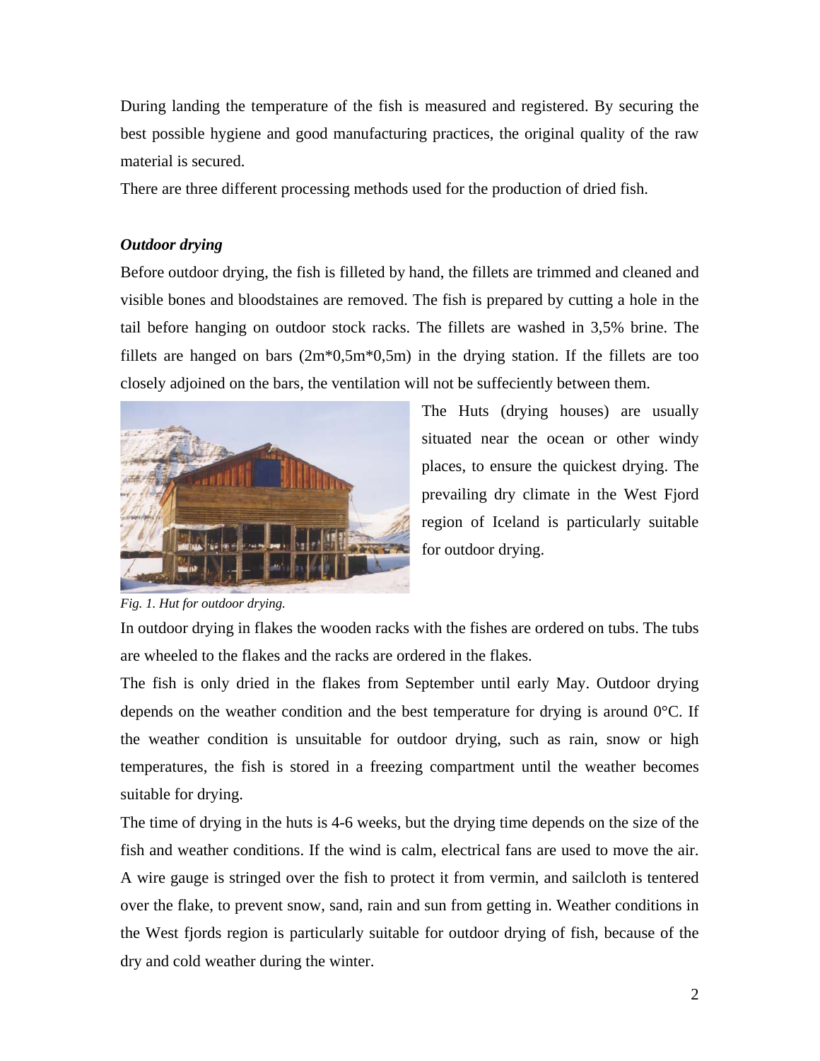During landing the temperature of the fish is measured and registered. By securing the best possible hygiene and good manufacturing practices, the original quality of the raw material is secured.

There are three different processing methods used for the production of dried fish.

### *Outdoor drying*

Before outdoor drying, the fish is filleted by hand, the fillets are trimmed and cleaned and visible bones and bloodstaines are removed. The fish is prepared by cutting a hole in the tail before hanging on outdoor stock racks. The fillets are washed in 3,5% brine. The fillets are hanged on bars (2m*0,5m*0,5m) in the drying station. If the fillets are too closely adjoined on the bars, the ventilation will not be suffeciently between them.

The Huts (drying houses) are usually situated near the ocean or other windy places, to ensure the quickest drying. The prevailing dry climate in the West Fjord region of Iceland is particularly suitable for outdoor drying.

*Fig. 1. Hut for outdoor drying.*

In outdoor drying in flakes the wooden racks with the fishes are ordered on tubs. The tubs are wheeled to the flakes and the racks are ordered in the flakes.

The fish is only dried in the flakes from September until early May. Outdoor drying depends on the weather condition and the best temperature for drying is around 0°C. If the weather condition is unsuitable for outdoor drying, such as rain, snow or high temperatures, the fish is stored in a freezing compartment until the weather becomes suitable for drying.

The time of drying in the huts is 4-6 weeks, but the drying time depends on the size of the fish and weather conditions. If the wind is calm, electrical fans are used to move the air. A wire gauge is stringed over the fish to protect it from vermin, and sailcloth is tentered over the flake, to prevent snow, sand, rain and sun from getting in. Weather conditions in the West fjords region is particularly suitable for outdoor drying of fish, because of the dry and cold weather during the winter.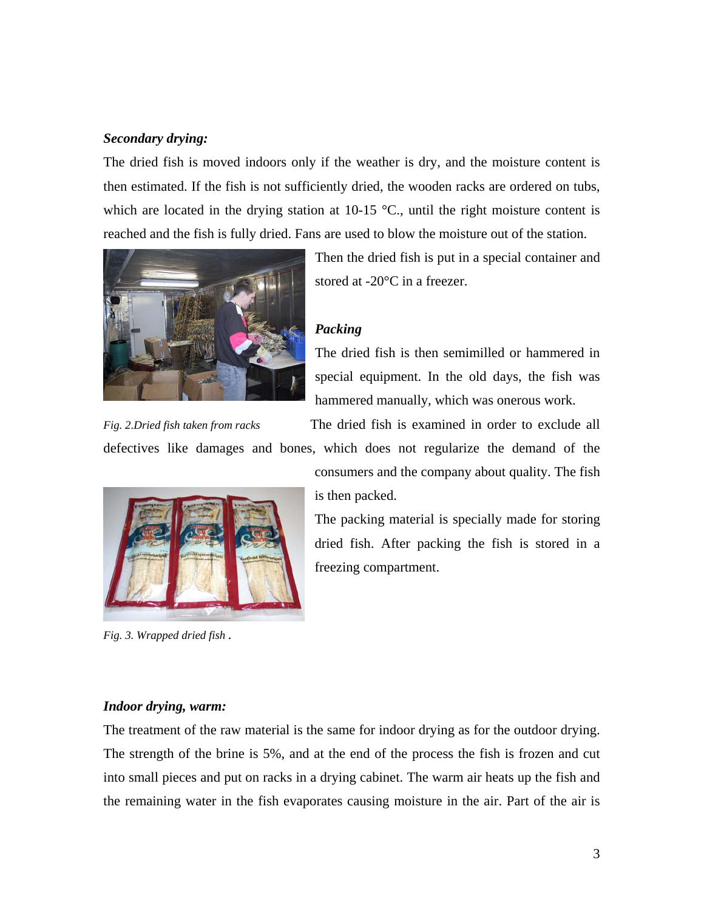***Secondary drying:***

The dried fish is moved indoors only if the weather is dry, and the moisture content is then estimated. If the fish is not sufficiently dried, the wooden racks are ordered on tubs, which are located in the drying station at 10-15 °C., until the right moisture content is reached and the fish is fully dried. Fans are used to blow the moisture out of the station.

Then the dried fish is put in a special container and stored at -20°C in a freezer.

*Fig. 2.Dried fish taken from racks*

***Packing***

The dried fish is then semimilled or hammered in special equipment. In the old days, the fish was hammered manually, which was onerous work.

The dried fish is examined in order to exclude all defectives like damages and bones, which does not regularize the demand of the consumers and the company about quality. The fish is then packed.

The packing material is specially made for storing dried fish. After packing the fish is stored in a freezing compartment.

*Fig. 3. Wrapped dried fish .*

***Indoor drying, warm:***

The treatment of the raw material is the same for indoor drying as for the outdoor drying. The strength of the brine is 5%, and at the end of the process the fish is frozen and cut into small pieces and put on racks in a drying cabinet. The warm air heats up the fish and the remaining water in the fish evaporates causing moisture in the air. Part of the air is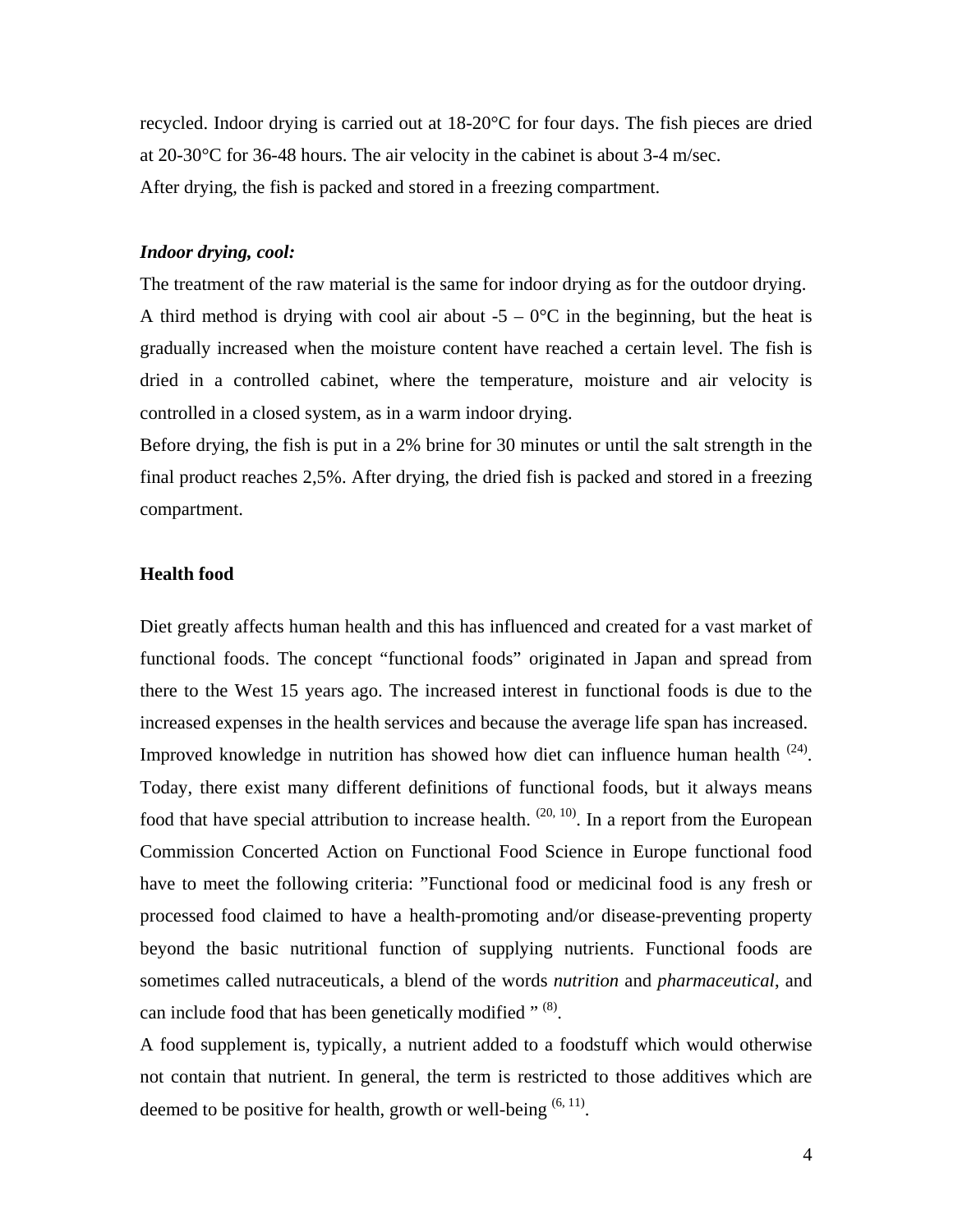recycled. Indoor drying is carried out at 18-20°C for four days. The fish pieces are dried at 20-30°C for 36-48 hours. The air velocity in the cabinet is about 3-4 m/sec.
After drying, the fish is packed and stored in a freezing compartment.

***Indoor drying, cool:***

The treatment of the raw material is the same for indoor drying as for the outdoor drying.
A third method is drying with cool air about -5 – 0°C in the beginning, but the heat is gradually increased when the moisture content have reached a certain level. The fish is dried in a controlled cabinet, where the temperature, moisture and air velocity is controlled in a closed system, as in a warm indoor drying.
Before drying, the fish is put in a 2% brine for 30 minutes or until the salt strength in the final product reaches 2,5%. After drying, the dried fish is packed and stored in a freezing compartment.

**Health food**

Diet greatly affects human health and this has influenced and created for a vast market of functional foods. The concept "functional foods" originated in Japan and spread from there to the West 15 years ago. The increased interest in functional foods is due to the increased expenses in the health services and because the average life span has increased.
Improved knowledge in nutrition has showed how diet can influence human health [24]. Today, there exist many different definitions of functional foods, but it always means food that have special attribution to increase health. [20, 10]. In a report from the European Commission Concerted Action on Functional Food Science in Europe functional food have to meet the following criteria: "Functional food or medicinal food is any fresh or processed food claimed to have a health-promoting and/or disease-preventing property beyond the basic nutritional function of supplying nutrients. Functional foods are sometimes called nutraceuticals, a blend of the words *nutrition* and *pharmaceutical*, and can include food that has been genetically modified " [8].
A food supplement is, typically, a nutrient added to a foodstuff which would otherwise not contain that nutrient. In general, the term is restricted to those additives which are deemed to be positive for health, growth or well-being [6, 11].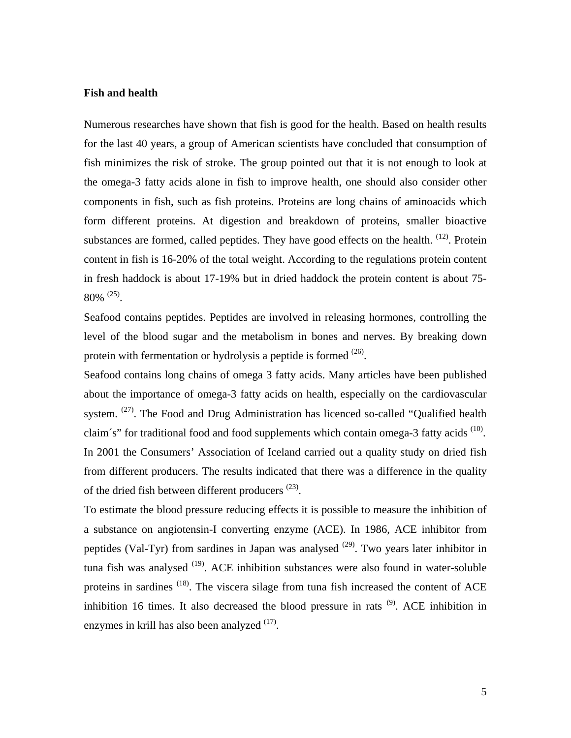### Fish and health

Numerous researches have shown that fish is good for the health. Based on health results for the last 40 years, a group of American scientists have concluded that consumption of fish minimizes the risk of stroke. The group pointed out that it is not enough to look at the omega-3 fatty acids alone in fish to improve health, one should also consider other components in fish, such as fish proteins. Proteins are long chains of aminoacids which form different proteins. At digestion and breakdown of proteins, smaller bioactive substances are formed, called peptides. They have good effects on the health. [12]. Protein content in fish is 16-20% of the total weight. According to the regulations protein content in fresh haddock is about 17-19% but in dried haddock the protein content is about 75-80% [25].

Seafood contains peptides. Peptides are involved in releasing hormones, controlling the level of the blood sugar and the metabolism in bones and nerves. By breaking down protein with fermentation or hydrolysis a peptide is formed [26].

Seafood contains long chains of omega 3 fatty acids. Many articles have been published about the importance of omega-3 fatty acids on health, especially on the cardiovascular system. [27]. The Food and Drug Administration has licenced so-called "Qualified health claim´s" for traditional food and food supplements which contain omega-3 fatty acids [10].

In 2001 the Consumers' Association of Iceland carried out a quality study on dried fish from different producers. The results indicated that there was a difference in the quality of the dried fish between different producers [23].

To estimate the blood pressure reducing effects it is possible to measure the inhibition of a substance on angiotensin-I converting enzyme (ACE). In 1986, ACE inhibitor from peptides (Val-Tyr) from sardines in Japan was analysed [29]. Two years later inhibitor in tuna fish was analysed [19]. ACE inhibition substances were also found in water-soluble proteins in sardines [18]. The viscera silage from tuna fish increased the content of ACE inhibition 16 times. It also decreased the blood pressure in rats [9]. ACE inhibition in enzymes in krill has also been analyzed [17].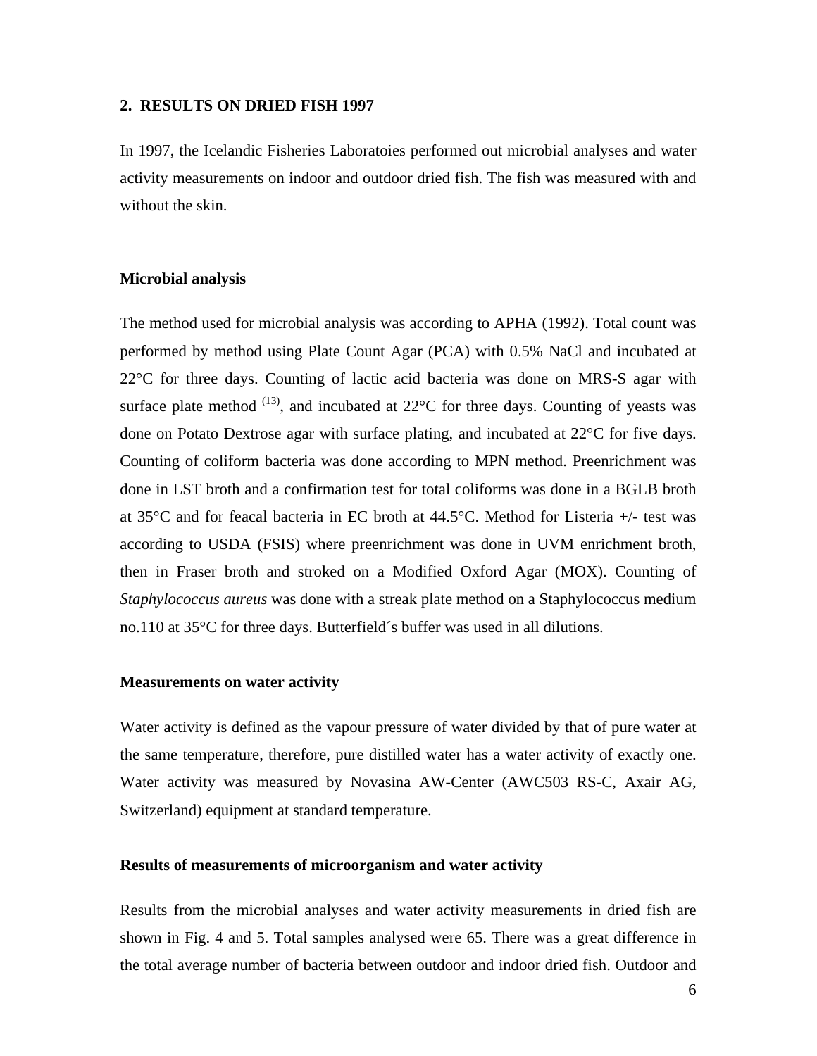## 2. RESULTS ON DRIED FISH 1997

In 1997, the Icelandic Fisheries Laboratoies performed out microbial analyses and water activity measurements on indoor and outdoor dried fish. The fish was measured with and without the skin.

### Microbial analysis

The method used for microbial analysis was according to APHA (1992). Total count was performed by method using Plate Count Agar (PCA) with 0.5% NaCl and incubated at 22°C for three days. Counting of lactic acid bacteria was done on MRS-S agar with surface plate method [13], and incubated at 22°C for three days. Counting of yeasts was done on Potato Dextrose agar with surface plating, and incubated at 22°C for five days. Counting of coliform bacteria was done according to MPN method. Preenrichment was done in LST broth and a confirmation test for total coliforms was done in a BGLB broth at 35°C and for feacal bacteria in EC broth at 44.5°C. Method for Listeria +/- test was according to USDA (FSIS) where preenrichment was done in UVM enrichment broth, then in Fraser broth and stroked on a Modified Oxford Agar (MOX). Counting of *Staphylococcus aureus* was done with a streak plate method on a Staphylococcus medium no.110 at 35°C for three days. Butterfield´s buffer was used in all dilutions.

### Measurements on water activity

Water activity is defined as the vapour pressure of water divided by that of pure water at the same temperature, therefore, pure distilled water has a water activity of exactly one. Water activity was measured by Novasina AW-Center (AWC503 RS-C, Axair AG, Switzerland) equipment at standard temperature.

### Results of measurements of microorganism and water activity

Results from the microbial analyses and water activity measurements in dried fish are shown in Fig. 4 and 5. Total samples analysed were 65. There was a great difference in the total average number of bacteria between outdoor and indoor dried fish. Outdoor and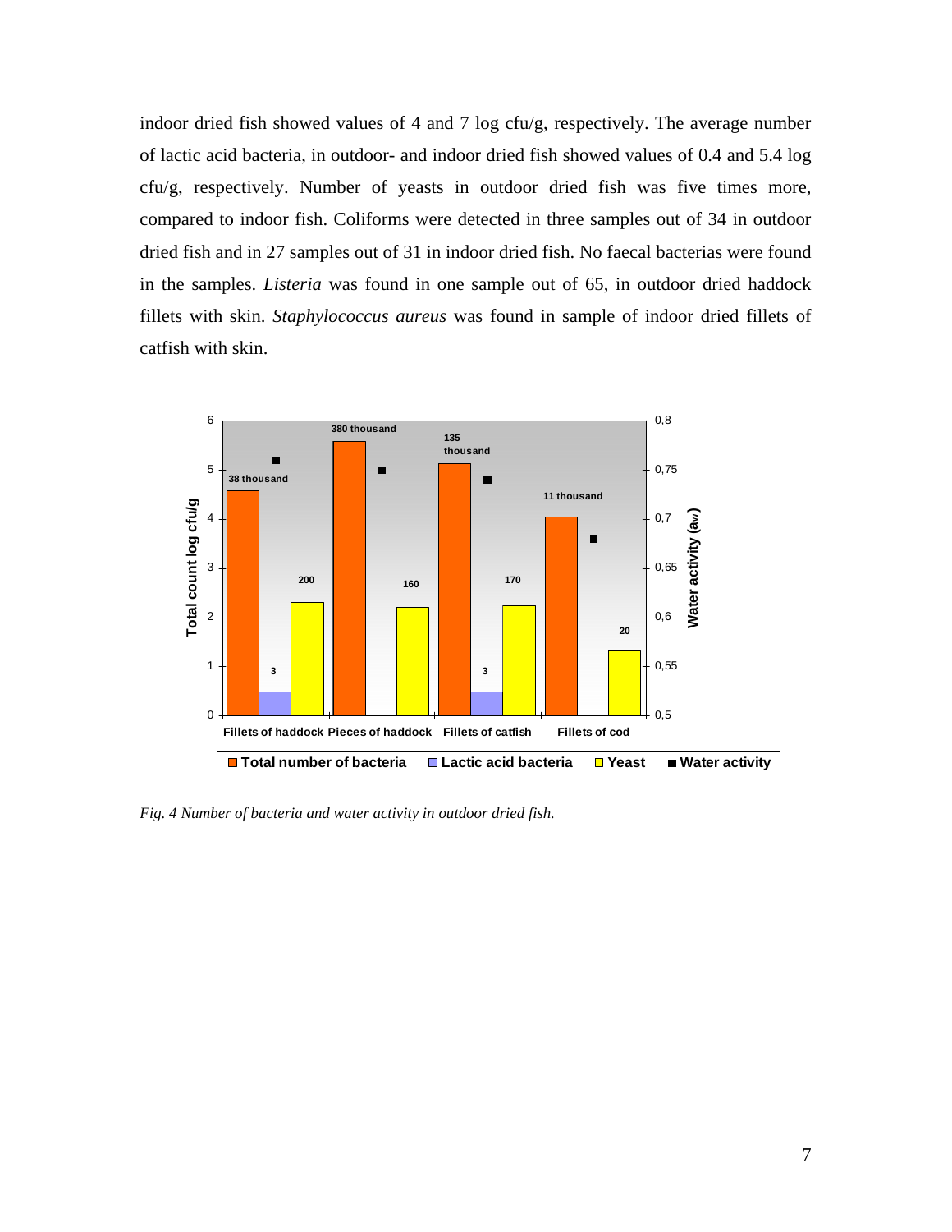indoor dried fish showed values of 4 and 7 log cfu/g, respectively. The average number of lactic acid bacteria, in outdoor- and indoor dried fish showed values of 0.4 and 5.4 log cfu/g, respectively. Number of yeasts in outdoor dried fish was five times more, compared to indoor fish. Coliforms were detected in three samples out of 34 in outdoor dried fish and in 27 samples out of 31 in indoor dried fish. No faecal bacterias were found in the samples. *Listeria* was found in one sample out of 65, in outdoor dried haddock fillets with skin. *Staphylococcus aureus* was found in sample of indoor dried fillets of catfish with skin.

*Fig. 4 Number of bacteria and water activity in outdoor dried fish.*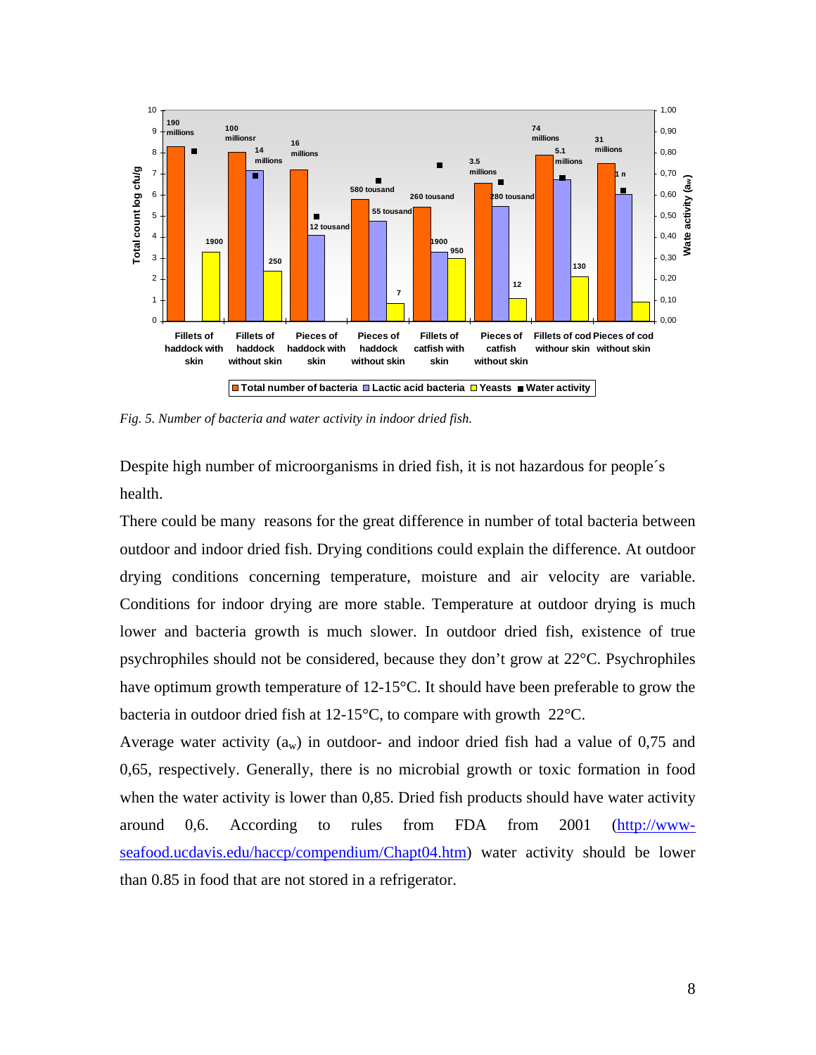*Fig. 5. Number of bacteria and water activity in indoor dried fish.*

Despite high number of microorganisms in dried fish, it is not hazardous for people´s health.

There could be many reasons for the great difference in number of total bacteria between outdoor and indoor dried fish. Drying conditions could explain the difference. At outdoor drying conditions concerning temperature, moisture and air velocity are variable. Conditions for indoor drying are more stable. Temperature at outdoor drying is much lower and bacteria growth is much slower. In outdoor dried fish, existence of true psychrophiles should not be considered, because they don't grow at 22°C. Psychrophiles have optimum growth temperature of 12-15°C. It should have been preferable to grow the bacteria in outdoor dried fish at 12-15°C, to compare with growth 22°C.

Average water activity ($a_w$) in outdoor- and indoor dried fish had a value of 0,75 and 0,65, respectively. Generally, there is no microbial growth or toxic formation in food when the water activity is lower than 0,85. Dried fish products should have water activity around 0,6. According to rules from FDA from 2001 (http://www-seafood.ucdavis.edu/haccp/compendium/Chapt04.htm) water activity should be lower than 0.85 in food that are not stored in a refrigerator.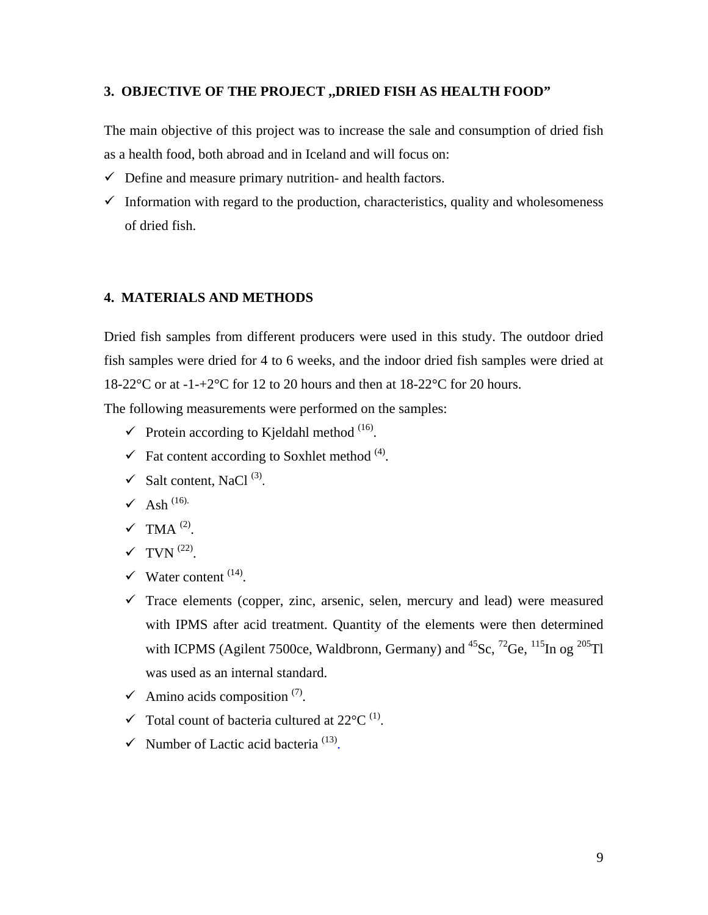## 3. OBJECTIVE OF THE PROJECT „DRIED FISH AS HEALTH FOOD"

The main objective of this project was to increase the sale and consumption of dried fish as a health food, both abroad and in Iceland and will focus on:

- ✓ Define and measure primary nutrition- and health factors.
- ✓ Information with regard to the production, characteristics, quality and wholesomeness of dried fish.

## 4. MATERIALS AND METHODS

Dried fish samples from different producers were used in this study. The outdoor dried fish samples were dried for 4 to 6 weeks, and the indoor dried fish samples were dried at 18-22°C or at -1-+2°C for 12 to 20 hours and then at 18-22°C for 20 hours.

The following measurements were performed on the samples:

- ✓ Protein according to Kjeldahl method (16).
- ✓ Fat content according to Soxhlet method (4).
- ✓ Salt content, NaCl (3).
- ✓ Ash (16).
- ✓ TMA (2).
- ✓ TVN (22).
- ✓ Water content (14).
- ✓ Trace elements (copper, zinc, arsenic, selen, mercury and lead) were measured with IPMS after acid treatment. Quantity of the elements were then determined with ICPMS (Agilent 7500ce, Waldbronn, Germany) and $^{45}$Sc, $^{72}$Ge, $^{115}$In og $^{205}$Tl was used as an internal standard.
- ✓ Amino acids composition (7).
- ✓ Total count of bacteria cultured at 22°C (1).
- ✓ Number of Lactic acid bacteria (13).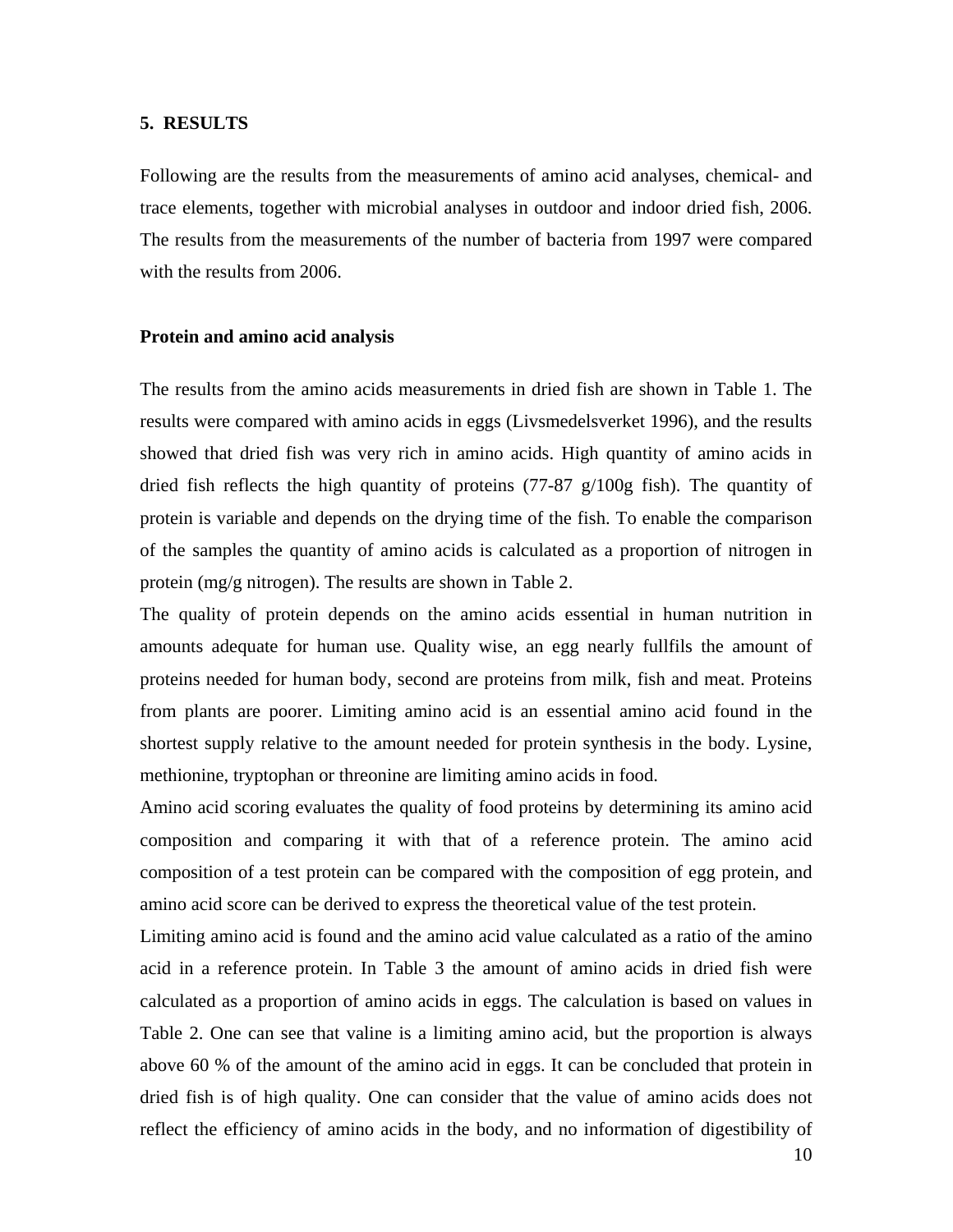## 5. RESULTS

Following are the results from the measurements of amino acid analyses, chemical- and trace elements, together with microbial analyses in outdoor and indoor dried fish, 2006. The results from the measurements of the number of bacteria from 1997 were compared with the results from 2006.

### Protein and amino acid analysis

The results from the amino acids measurements in dried fish are shown in Table 1. The results were compared with amino acids in eggs (Livsmedelsverket 1996), and the results showed that dried fish was very rich in amino acids. High quantity of amino acids in dried fish reflects the high quantity of proteins (77-87 g/100g fish). The quantity of protein is variable and depends on the drying time of the fish. To enable the comparison of the samples the quantity of amino acids is calculated as a proportion of nitrogen in protein (mg/g nitrogen). The results are shown in Table 2.

The quality of protein depends on the amino acids essential in human nutrition in amounts adequate for human use. Quality wise, an egg nearly fullfils the amount of proteins needed for human body, second are proteins from milk, fish and meat. Proteins from plants are poorer. Limiting amino acid is an essential amino acid found in the shortest supply relative to the amount needed for protein synthesis in the body. Lysine, methionine, tryptophan or threonine are limiting amino acids in food.

Amino acid scoring evaluates the quality of food proteins by determining its amino acid composition and comparing it with that of a reference protein. The amino acid composition of a test protein can be compared with the composition of egg protein, and amino acid score can be derived to express the theoretical value of the test protein.

Limiting amino acid is found and the amino acid value calculated as a ratio of the amino acid in a reference protein. In Table 3 the amount of amino acids in dried fish were calculated as a proportion of amino acids in eggs. The calculation is based on values in Table 2. One can see that valine is a limiting amino acid, but the proportion is always above 60 % of the amount of the amino acid in eggs. It can be concluded that protein in dried fish is of high quality. One can consider that the value of amino acids does not reflect the efficiency of amino acids in the body, and no information of digestibility of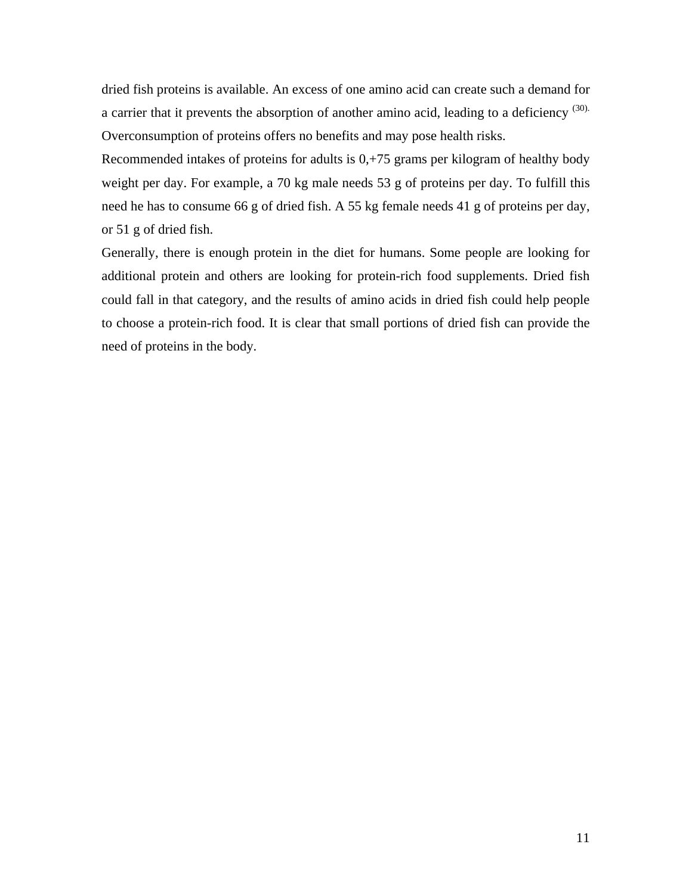dried fish proteins is available. An excess of one amino acid can create such a demand for a carrier that it prevents the absorption of another amino acid, leading to a deficiency [30]. Overconsumption of proteins offers no benefits and may pose health risks.

Recommended intakes of proteins for adults is 0,+75 grams per kilogram of healthy body weight per day. For example, a 70 kg male needs 53 g of proteins per day. To fulfill this need he has to consume 66 g of dried fish. A 55 kg female needs 41 g of proteins per day, or 51 g of dried fish.

Generally, there is enough protein in the diet for humans. Some people are looking for additional protein and others are looking for protein-rich food supplements. Dried fish could fall in that category, and the results of amino acids in dried fish could help people to choose a protein-rich food. It is clear that small portions of dried fish can provide the need of proteins in the body.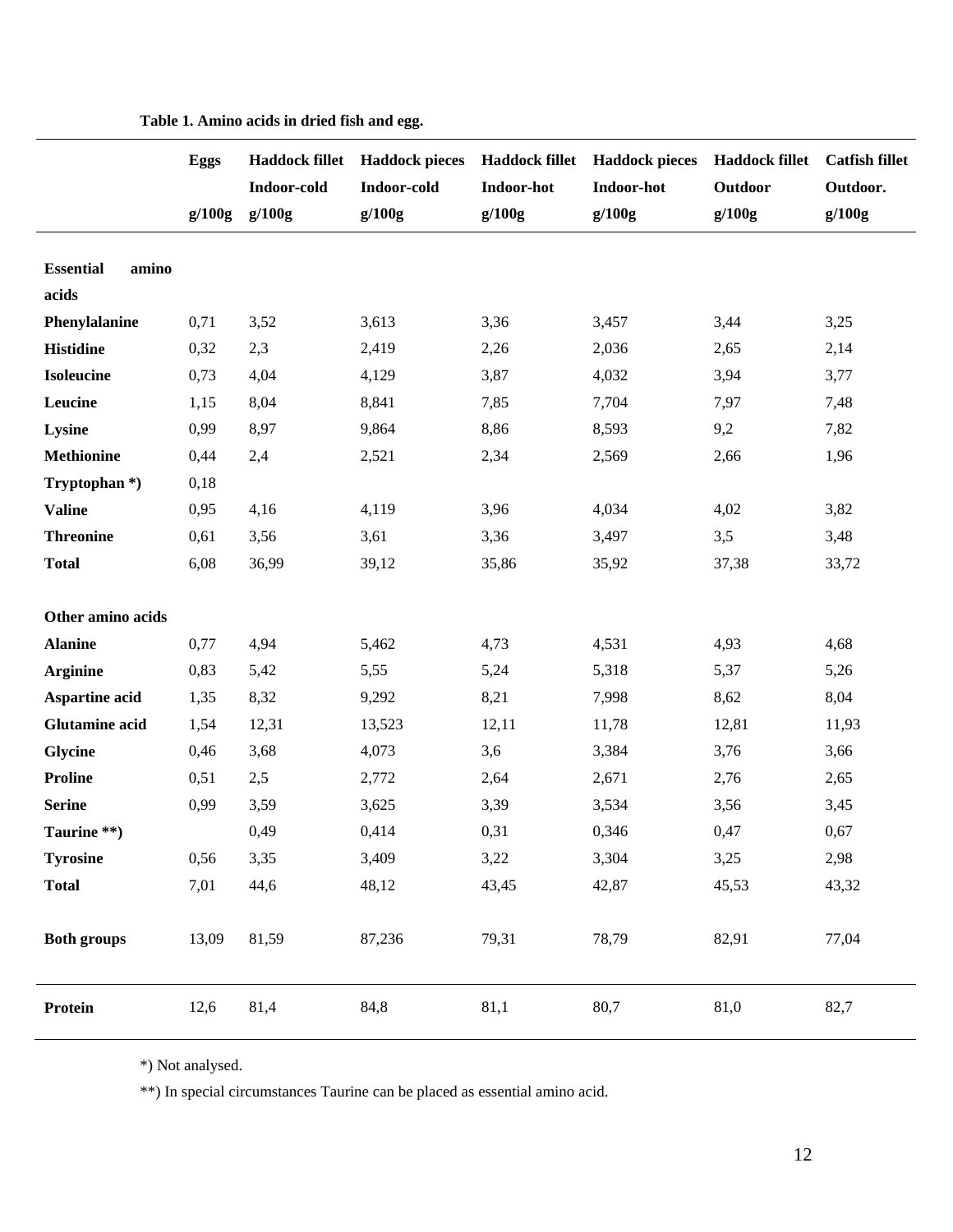**Table 1. Amino acids in dried fish and egg.**

| | Eggs g/100g | Haddock fillet Indoor-cold g/100g | Haddock pieces Indoor-cold g/100g | Haddock fillet Indoor-hot g/100g | Haddock pieces Indoor-hot g/100g | Haddock fillet Outdoor g/100g | Catfish fillet Outdoor. g/100g |
|---|---|---|---|---|---|---|---|
| **Essential amino acids** | | | | | | | |
| **Phenylalanine** | 0,71 | 3,52 | 3,613 | 3,36 | 3,457 | 3,44 | 3,25 |
| **Histidine** | 0,32 | 2,3 | 2,419 | 2,26 | 2,036 | 2,65 | 2,14 |
| **Isoleucine** | 0,73 | 4,04 | 4,129 | 3,87 | 4,032 | 3,94 | 3,77 |
| **Leucine** | 1,15 | 8,04 | 8,841 | 7,85 | 7,704 | 7,97 | 7,48 |
| **Lysine** | 0,99 | 8,97 | 9,864 | 8,86 | 8,593 | 9,2 | 7,82 |
| **Methionine** | 0,44 | 2,4 | 2,521 | 2,34 | 2,569 | 2,66 | 1,96 |
| **Tryptophan *)** | 0,18 | | | | | | |
| **Valine** | 0,95 | 4,16 | 4,119 | 3,96 | 4,034 | 4,02 | 3,82 |
| **Threonine** | 0,61 | 3,56 | 3,61 | 3,36 | 3,497 | 3,5 | 3,48 |
| **Total** | 6,08 | 36,99 | 39,12 | 35,86 | 35,92 | 37,38 | 33,72 |
| **Other amino acids** | | | | | | | |
| **Alanine** | 0,77 | 4,94 | 5,462 | 4,73 | 4,531 | 4,93 | 4,68 |
| **Arginine** | 0,83 | 5,42 | 5,55 | 5,24 | 5,318 | 5,37 | 5,26 |
| **Aspartine acid** | 1,35 | 8,32 | 9,292 | 8,21 | 7,998 | 8,62 | 8,04 |
| **Glutamine acid** | 1,54 | 12,31 | 13,523 | 12,11 | 11,78 | 12,81 | 11,93 |
| **Glycine** | 0,46 | 3,68 | 4,073 | 3,6 | 3,384 | 3,76 | 3,66 |
| **Proline** | 0,51 | 2,5 | 2,772 | 2,64 | 2,671 | 2,76 | 2,65 |
| **Serine** | 0,99 | 3,59 | 3,625 | 3,39 | 3,534 | 3,56 | 3,45 |
| **Taurine **)** | | 0,49 | 0,414 | 0,31 | 0,346 | 0,47 | 0,67 |
| **Tyrosine** | 0,56 | 3,35 | 3,409 | 3,22 | 3,304 | 3,25 | 2,98 |
| **Total** | 7,01 | 44,6 | 48,12 | 43,45 | 42,87 | 45,53 | 43,32 |
| **Both groups** | 13,09 | 81,59 | 87,236 | 79,31 | 78,79 | 82,91 | 77,04 |
| **Protein** | 12,6 | 81,4 | 84,8 | 81,1 | 80,7 | 81,0 | 82,7 |

*) Not analysed.

**) In special circumstances Taurine can be placed as essential amino acid.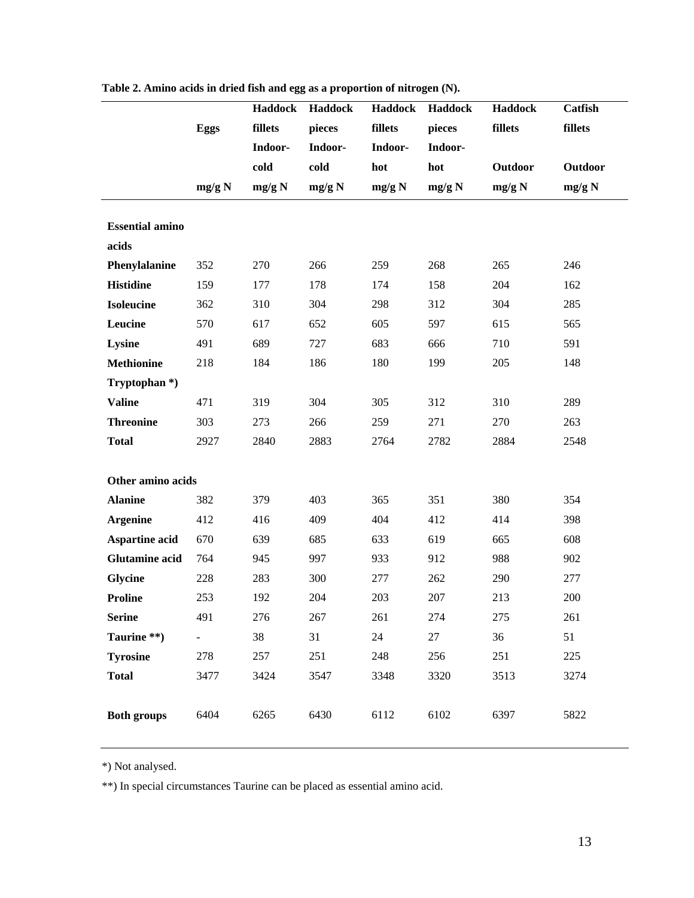**Table 2. Amino acids in dried fish and egg as a proportion of nitrogen (N).**

| | Eggs | Haddock fillets Indoor-cold | Haddock pieces Indoor-cold | Haddock fillets Indoor-hot | Haddock pieces Indoor-hot | Haddock fillets Outdoor | Catfish fillets Outdoor |
|---|---|---|---|---|---|---|---|
| | mg/g N | mg/g N | mg/g N | mg/g N | mg/g N | mg/g N | mg/g N |
| **Essential amino acids** | | | | | | | |
| **Phenylalanine** | 352 | 270 | 266 | 259 | 268 | 265 | 246 |
| **Histidine** | 159 | 177 | 178 | 174 | 158 | 204 | 162 |
| **Isoleucine** | 362 | 310 | 304 | 298 | 312 | 304 | 285 |
| **Leucine** | 570 | 617 | 652 | 605 | 597 | 615 | 565 |
| **Lysine** | 491 | 689 | 727 | 683 | 666 | 710 | 591 |
| **Methionine** | 218 | 184 | 186 | 180 | 199 | 205 | 148 |
| **Tryptophan \*)** | | | | | | | |
| **Valine** | 471 | 319 | 304 | 305 | 312 | 310 | 289 |
| **Threonine** | 303 | 273 | 266 | 259 | 271 | 270 | 263 |
| **Total** | 2927 | 2840 | 2883 | 2764 | 2782 | 2884 | 2548 |
| **Other amino acids** | | | | | | | |
| **Alanine** | 382 | 379 | 403 | 365 | 351 | 380 | 354 |
| **Argenine** | 412 | 416 | 409 | 404 | 412 | 414 | 398 |
| **Aspartine acid** | 670 | 639 | 685 | 633 | 619 | 665 | 608 |
| **Glutamine acid** | 764 | 945 | 997 | 933 | 912 | 988 | 902 |
| **Glycine** | 228 | 283 | 300 | 277 | 262 | 290 | 277 |
| **Proline** | 253 | 192 | 204 | 203 | 207 | 213 | 200 |
| **Serine** | 491 | 276 | 267 | 261 | 274 | 275 | 261 |
| **Taurine \*\*)** | - | 38 | 31 | 24 | 27 | 36 | 51 |
| **Tyrosine** | 278 | 257 | 251 | 248 | 256 | 251 | 225 |
| **Total** | 3477 | 3424 | 3547 | 3348 | 3320 | 3513 | 3274 |
| **Both groups** | 6404 | 6265 | 6430 | 6112 | 6102 | 6397 | 5822 |

*) Not analysed.

**) In special circumstances Taurine can be placed as essential amino acid.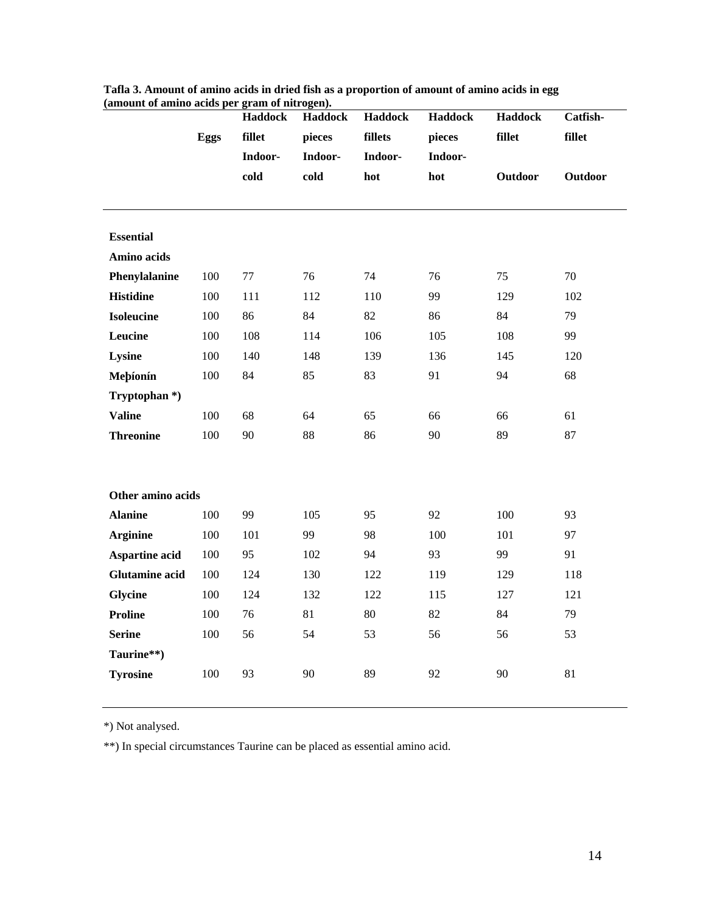**Tafla 3. Amount of amino acids in dried fish as a proportion of amount of amino acids in egg (amount of amino acids per gram of nitrogen).**

| | Eggs | Haddock fillet Indoor-cold | Haddock pieces Indoor-cold | Haddock fillets Indoor-hot | Haddock pieces Indoor-hot | Haddock fillet Outdoor | Catfish-fillet Outdoor |
|---|---|---|---|---|---|---|---|
| **Essential Amino acids** | | | | | | | |
| **Phenylalanine** | 100 | 77 | 76 | 74 | 76 | 75 | 70 |
| **Histidine** | 100 | 111 | 112 | 110 | 99 | 129 | 102 |
| **Isoleucine** | 100 | 86 | 84 | 82 | 86 | 84 | 79 |
| **Leucine** | 100 | 108 | 114 | 106 | 105 | 108 | 99 |
| **Lysine** | 100 | 140 | 148 | 139 | 136 | 145 | 120 |
| **Meþíonín** | 100 | 84 | 85 | 83 | 91 | 94 | 68 |
| **Tryptophan *)** | | | | | | | |
| **Valine** | 100 | 68 | 64 | 65 | 66 | 66 | 61 |
| **Threonine** | 100 | 90 | 88 | 86 | 90 | 89 | 87 |
| **Other amino acids** | | | | | | | |
| **Alanine** | 100 | 99 | 105 | 95 | 92 | 100 | 93 |
| **Arginine** | 100 | 101 | 99 | 98 | 100 | 101 | 97 |
| **Aspartine acid** | 100 | 95 | 102 | 94 | 93 | 99 | 91 |
| **Glutamine acid** | 100 | 124 | 130 | 122 | 119 | 129 | 118 |
| **Glycine** | 100 | 124 | 132 | 122 | 115 | 127 | 121 |
| **Proline** | 100 | 76 | 81 | 80 | 82 | 84 | 79 |
| **Serine** | 100 | 56 | 54 | 53 | 56 | 56 | 53 |
| **Taurine**)** | | | | | | | |
| **Tyrosine** | 100 | 93 | 90 | 89 | 92 | 90 | 81 |

*) Not analysed.

**) In special circumstances Taurine can be placed as essential amino acid.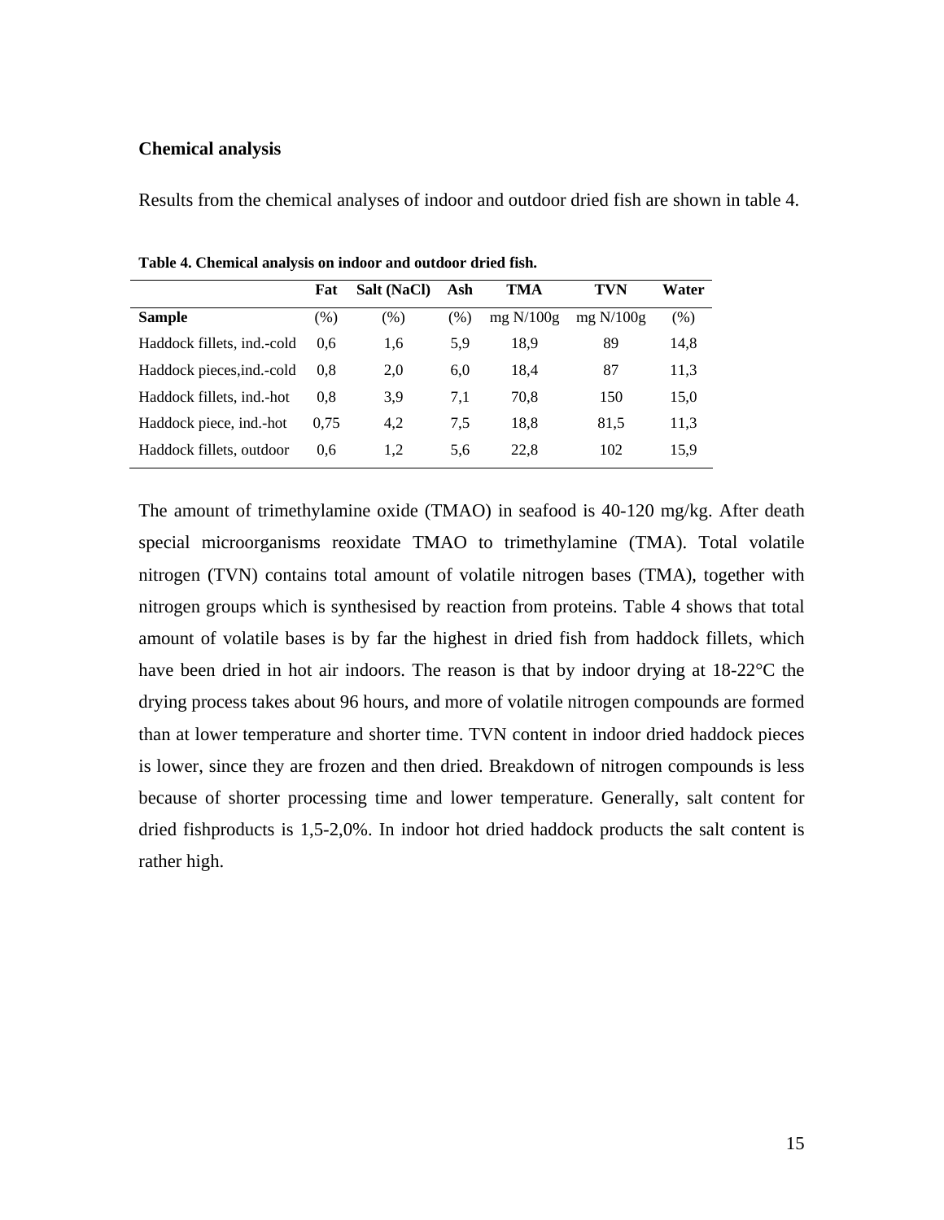### Chemical analysis

Results from the chemical analyses of indoor and outdoor dried fish are shown in table 4.

**Table 4. Chemical analysis on indoor and outdoor dried fish.**

| | Fat | Salt (NaCl) | Ash | TMA | TVN | Water |
|---|---|---|---|---|---|---|
| **Sample** | (%) | (%) | (%) | mg N/100g | mg N/100g | (%) |
| Haddock fillets, ind.-cold | 0,6 | 1,6 | 5,9 | 18,9 | 89 | 14,8 |
| Haddock pieces,ind.-cold | 0,8 | 2,0 | 6,0 | 18,4 | 87 | 11,3 |
| Haddock fillets, ind.-hot | 0,8 | 3,9 | 7,1 | 70,8 | 150 | 15,0 |
| Haddock piece, ind.-hot | 0,75 | 4,2 | 7,5 | 18,8 | 81,5 | 11,3 |
| Haddock fillets, outdoor | 0,6 | 1,2 | 5,6 | 22,8 | 102 | 15,9 |

The amount of trimethylamine oxide (TMAO) in seafood is 40-120 mg/kg. After death special microorganisms reoxidate TMAO to trimethylamine (TMA). Total volatile nitrogen (TVN) contains total amount of volatile nitrogen bases (TMA), together with nitrogen groups which is synthesised by reaction from proteins. Table 4 shows that total amount of volatile bases is by far the highest in dried fish from haddock fillets, which have been dried in hot air indoors. The reason is that by indoor drying at 18-22°C the drying process takes about 96 hours, and more of volatile nitrogen compounds are formed than at lower temperature and shorter time. TVN content in indoor dried haddock pieces is lower, since they are frozen and then dried. Breakdown of nitrogen compounds is less because of shorter processing time and lower temperature. Generally, salt content for dried fishproducts is 1,5-2,0%. In indoor hot dried haddock products the salt content is rather high.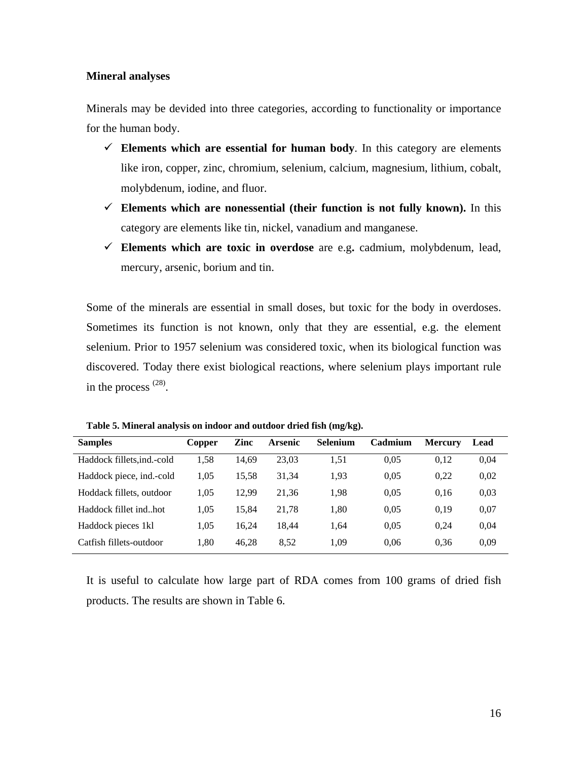**Mineral analyses**

Minerals may be devided into three categories, according to functionality or importance for the human body.

- ✓ **Elements which are essential for human body**. In this category are elements like iron, copper, zinc, chromium, selenium, calcium, magnesium, lithium, cobalt, molybdenum, iodine, and fluor.
- ✓ **Elements which are nonessential (their function is not fully known).** In this category are elements like tin, nickel, vanadium and manganese.
- ✓ **Elements which are toxic in overdose** are e.g**.** cadmium, molybdenum, lead, mercury, arsenic, borium and tin.

Some of the minerals are essential in small doses, but toxic for the body in overdoses. Sometimes its function is not known, only that they are essential, e.g. the element selenium. Prior to 1957 selenium was considered toxic, when its biological function was discovered. Today there exist biological reactions, where selenium plays important rule in the process [28].

**Table 5. Mineral analysis on indoor and outdoor dried fish (mg/kg).**

| Samples | Copper | Zinc | Arsenic | Selenium | Cadmium | Mercury | Lead |
|---|---|---|---|---|---|---|---|
| Haddock fillets,ind.-cold | 1,58 | 14,69 | 23,03 | 1,51 | 0,05 | 0,12 | 0,04 |
| Haddock piece, ind.-cold | 1,05 | 15,58 | 31,34 | 1,93 | 0,05 | 0,22 | 0,02 |
| Hoddack fillets, outdoor | 1,05 | 12,99 | 21,36 | 1,98 | 0,05 | 0,16 | 0,03 |
| Haddock fillet ind..hot | 1,05 | 15,84 | 21,78 | 1,80 | 0,05 | 0,19 | 0,07 |
| Haddock pieces 1kl | 1,05 | 16,24 | 18,44 | 1,64 | 0,05 | 0,24 | 0,04 |
| Catfish fillets-outdoor | 1,80 | 46,28 | 8,52 | 1,09 | 0,06 | 0,36 | 0,09 |

It is useful to calculate how large part of RDA comes from 100 grams of dried fish products. The results are shown in Table 6.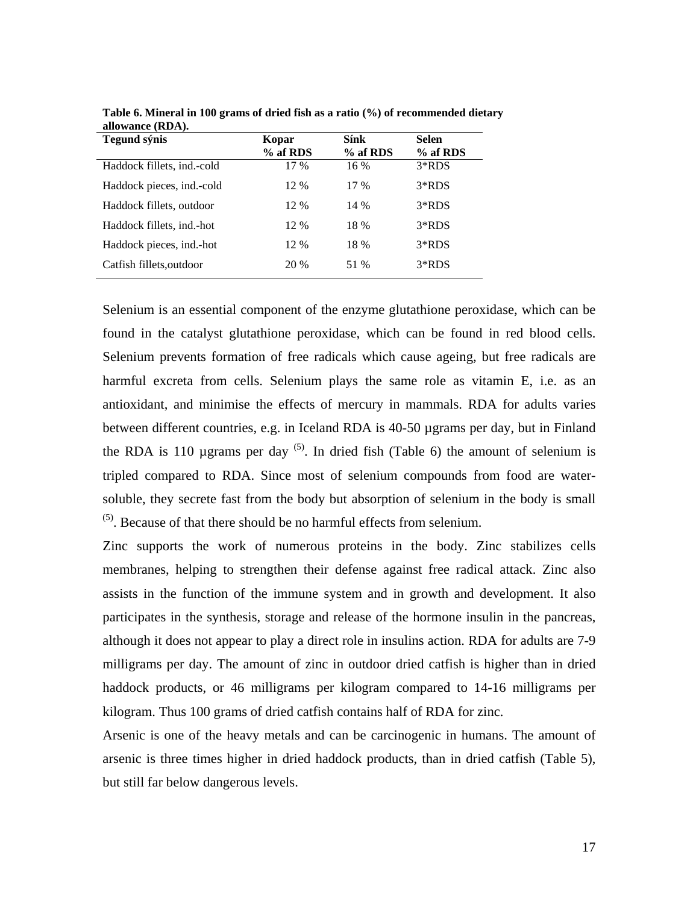**Table 6. Mineral in 100 grams of dried fish as a ratio (%) of recommended dietary allowance (RDA).**

| Tegund sýnis | Kopar % af RDS | Sínk % af RDS | Selen % af RDS |
|---|---|---|---|
| Haddock fillets, ind.-cold | 17 % | 16 % | 3*RDS |
| Haddock pieces, ind.-cold | 12 % | 17 % | 3*RDS |
| Haddock fillets, outdoor | 12 % | 14 % | 3*RDS |
| Haddock fillets, ind.-hot | 12 % | 18 % | 3*RDS |
| Haddock pieces, ind.-hot | 12 % | 18 % | 3*RDS |
| Catfish fillets,outdoor | 20 % | 51 % | 3*RDS |

Selenium is an essential component of the enzyme glutathione peroxidase, which can be found in the catalyst glutathione peroxidase, which can be found in red blood cells. Selenium prevents formation of free radicals which cause ageing, but free radicals are harmful excreta from cells. Selenium plays the same role as vitamin E, i.e. as an antioxidant, and minimise the effects of mercury in mammals. RDA for adults varies between different countries, e.g. in Iceland RDA is 40-50 µgrams per day, but in Finland the RDA is 110 µgrams per day (5). In dried fish (Table 6) the amount of selenium is tripled compared to RDA. Since most of selenium compounds from food are water-soluble, they secrete fast from the body but absorption of selenium in the body is small (5). Because of that there should be no harmful effects from selenium.

Zinc supports the work of numerous proteins in the body. Zinc stabilizes cells membranes, helping to strengthen their defense against free radical attack. Zinc also assists in the function of the immune system and in growth and development. It also participates in the synthesis, storage and release of the hormone insulin in the pancreas, although it does not appear to play a direct role in insulins action. RDA for adults are 7-9 milligrams per day. The amount of zinc in outdoor dried catfish is higher than in dried haddock products, or 46 milligrams per kilogram compared to 14-16 milligrams per kilogram. Thus 100 grams of dried catfish contains half of RDA for zinc.

Arsenic is one of the heavy metals and can be carcinogenic in humans. The amount of arsenic is three times higher in dried haddock products, than in dried catfish (Table 5), but still far below dangerous levels.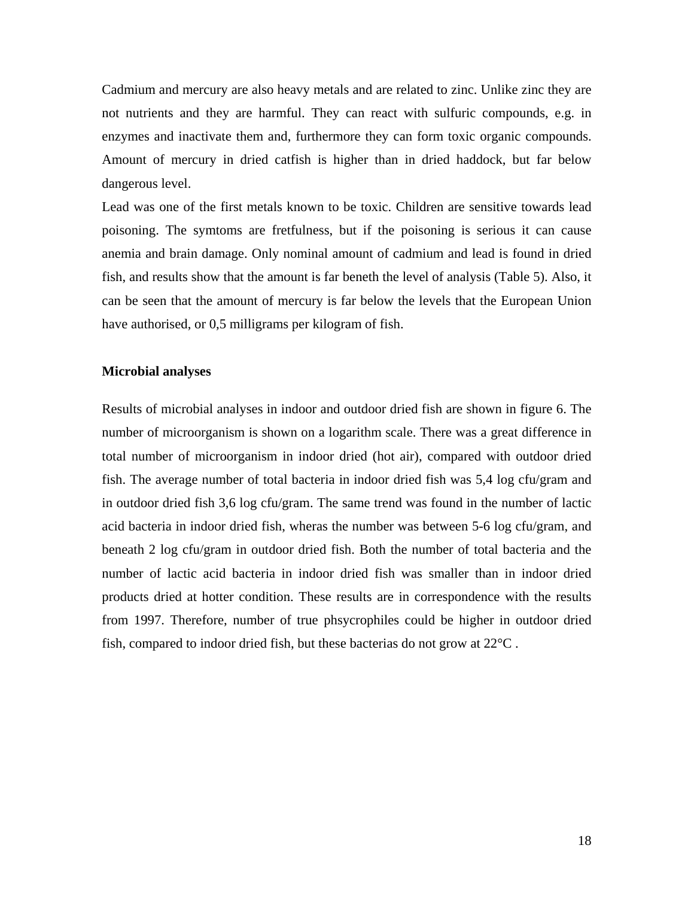Cadmium and mercury are also heavy metals and are related to zinc. Unlike zinc they are not nutrients and they are harmful. They can react with sulfuric compounds, e.g. in enzymes and inactivate them and, furthermore they can form toxic organic compounds. Amount of mercury in dried catfish is higher than in dried haddock, but far below dangerous level.

Lead was one of the first metals known to be toxic. Children are sensitive towards lead poisoning. The symtoms are fretfulness, but if the poisoning is serious it can cause anemia and brain damage. Only nominal amount of cadmium and lead is found in dried fish, and results show that the amount is far beneth the level of analysis (Table 5). Also, it can be seen that the amount of mercury is far below the levels that the European Union have authorised, or 0,5 milligrams per kilogram of fish.

**Microbial analyses**

Results of microbial analyses in indoor and outdoor dried fish are shown in figure 6. The number of microorganism is shown on a logarithm scale. There was a great difference in total number of microorganism in indoor dried (hot air), compared with outdoor dried fish. The average number of total bacteria in indoor dried fish was 5,4 log cfu/gram and in outdoor dried fish 3,6 log cfu/gram. The same trend was found in the number of lactic acid bacteria in indoor dried fish, wheras the number was between 5-6 log cfu/gram, and beneath 2 log cfu/gram in outdoor dried fish. Both the number of total bacteria and the number of lactic acid bacteria in indoor dried fish was smaller than in indoor dried products dried at hotter condition. These results are in correspondence with the results from 1997. Therefore, number of true phsycrophiles could be higher in outdoor dried fish, compared to indoor dried fish, but these bacterias do not grow at 22°C .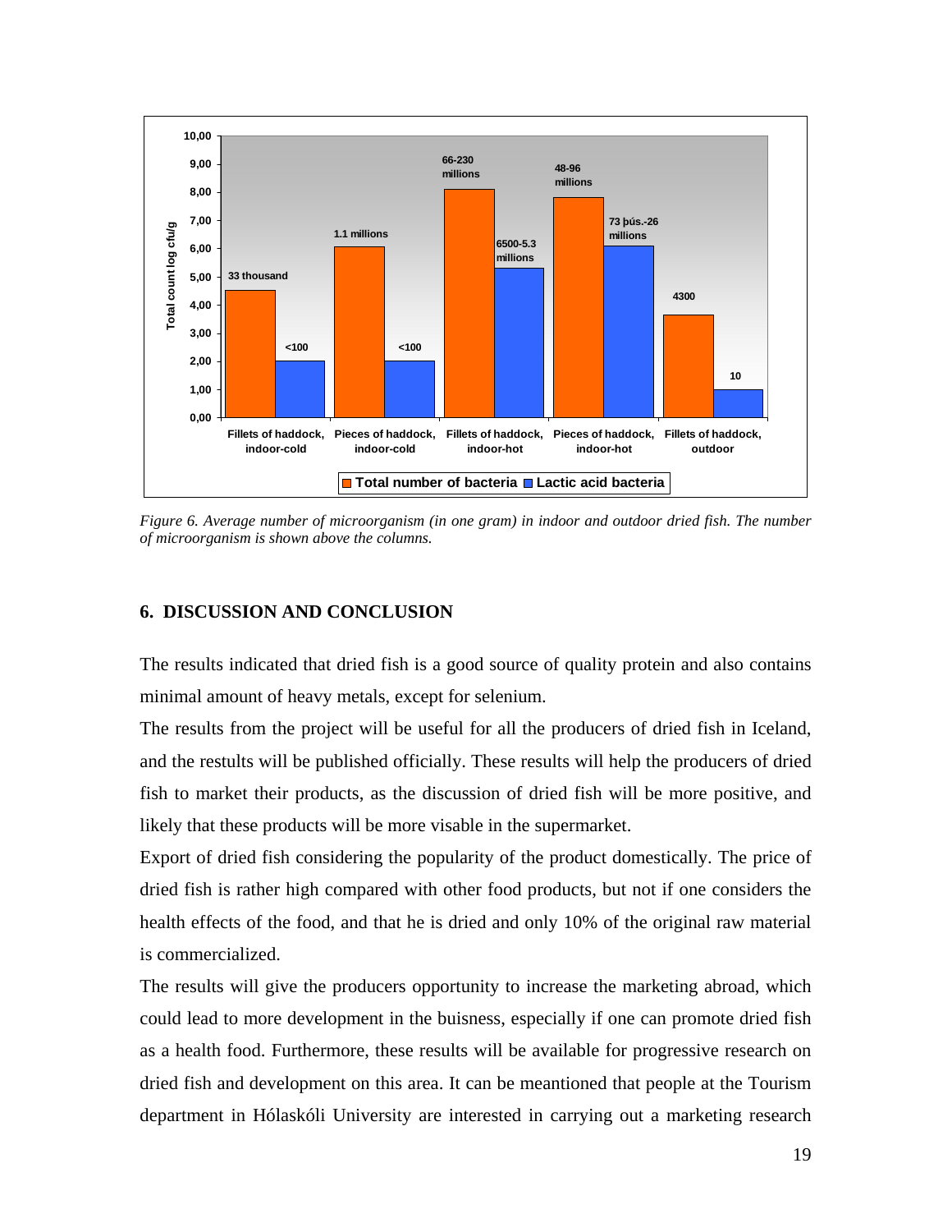*Figure 6. Average number of microorganism (in one gram) in indoor and outdoor dried fish. The number of microorganism is shown above the columns.*

## 6. DISCUSSION AND CONCLUSION

The results indicated that dried fish is a good source of quality protein and also contains minimal amount of heavy metals, except for selenium.

The results from the project will be useful for all the producers of dried fish in Iceland, and the restults will be published officially. These results will help the producers of dried fish to market their products, as the discussion of dried fish will be more positive, and likely that these products will be more visable in the supermarket.

Export of dried fish considering the popularity of the product domestically. The price of dried fish is rather high compared with other food products, but not if one considers the health effects of the food, and that he is dried and only 10% of the original raw material is commercialized.

The results will give the producers opportunity to increase the marketing abroad, which could lead to more development in the buisness, especially if one can promote dried fish as a health food. Furthermore, these results will be available for progressive research on dried fish and development on this area. It can be meantioned that people at the Tourism department in Hólaskóli University are interested in carrying out a marketing research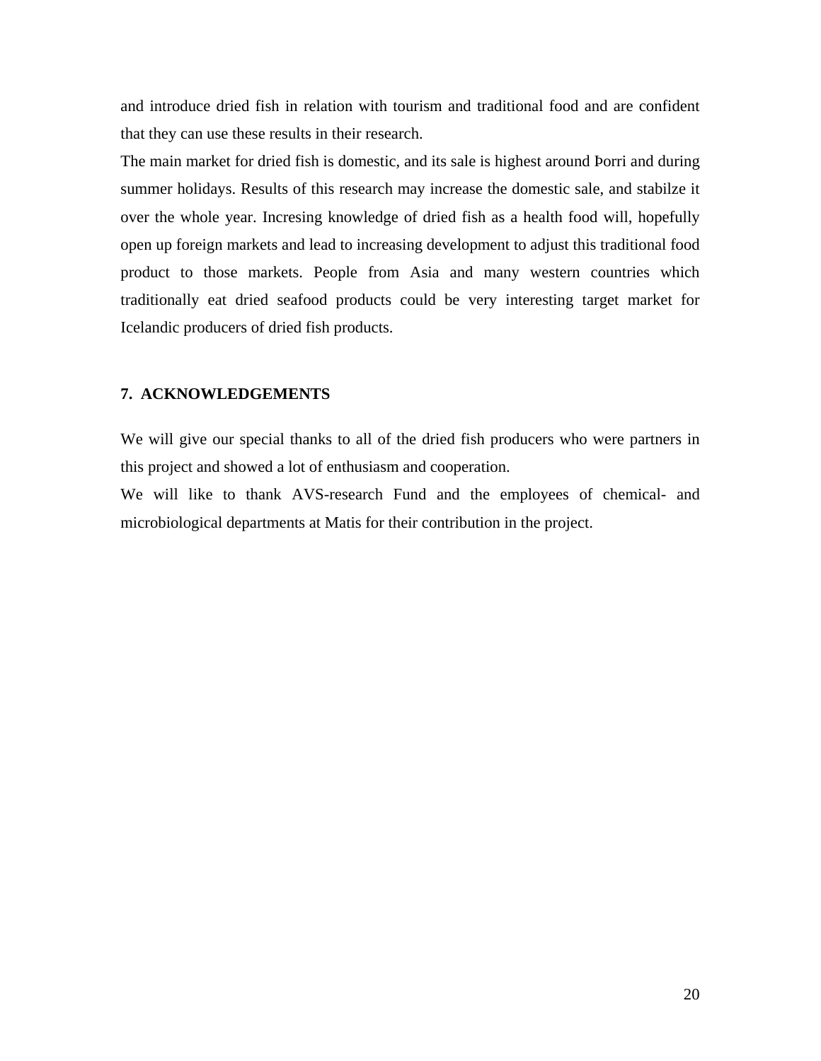and introduce dried fish in relation with tourism and traditional food and are confident that they can use these results in their research.

The main market for dried fish is domestic, and its sale is highest around Þorri and during summer holidays. Results of this research may increase the domestic sale, and stabilze it over the whole year. Incresing knowledge of dried fish as a health food will, hopefully open up foreign markets and lead to increasing development to adjust this traditional food product to those markets. People from Asia and many western countries which traditionally eat dried seafood products could be very interesting target market for Icelandic producers of dried fish products.

## 7. ACKNOWLEDGEMENTS

We will give our special thanks to all of the dried fish producers who were partners in this project and showed a lot of enthusiasm and cooperation.

We will like to thank AVS-research Fund and the employees of chemical- and microbiological departments at Matis for their contribution in the project.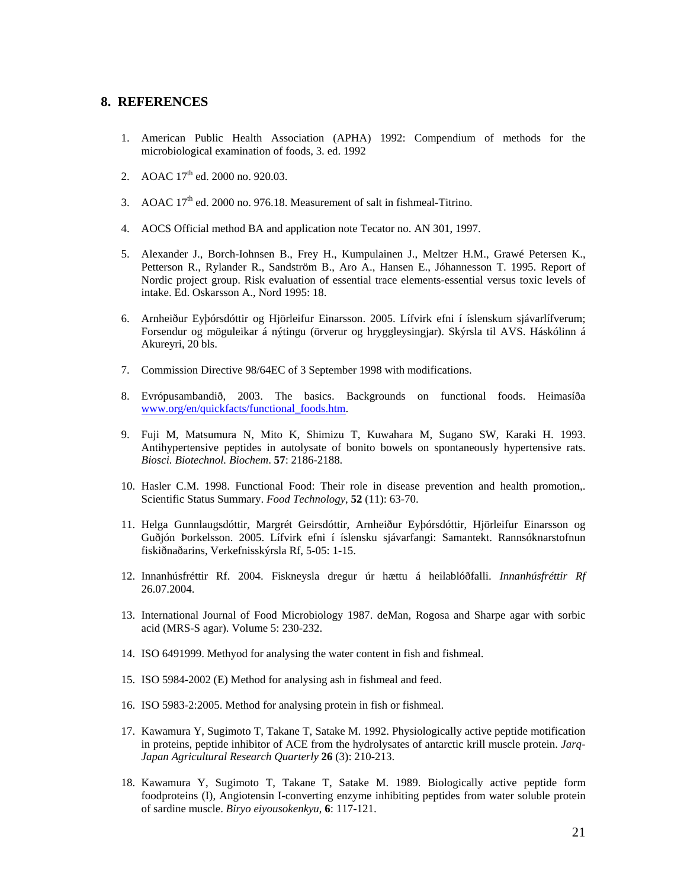## 8. REFERENCES

1. American Public Health Association (APHA) 1992: Compendium of methods for the microbiological examination of foods, 3. ed. 1992

2. AOAC 17th ed. 2000 no. 920.03.

3. AOAC 17th ed. 2000 no. 976.18. Measurement of salt in fishmeal-Titrino.

4. AOCS Official method BA and application note Tecator no. AN 301, 1997.

5. Alexander J., Borch-Iohnsen B., Frey H., Kumpulainen J., Meltzer H.M., Grawé Petersen K., Petterson R., Rylander R., Sandström B., Aro A., Hansen E., Jóhannesson T. 1995. Report of Nordic project group. Risk evaluation of essential trace elements-essential versus toxic levels of intake. Ed. Oskarsson A., Nord 1995: 18.

6. Arnheiður Eyþórsdóttir og Hjörleifur Einarsson. 2005. Lífvirk efni í íslenskum sjávarlífverum; Forsendur og möguleikar á nýtingu (örverur og hryggleysingjar). Skýrsla til AVS. Háskólinn á Akureyri, 20 bls.

7. Commission Directive 98/64EC of 3 September 1998 with modifications.

8. Evrópusambandið, 2003. The basics. Backgrounds on functional foods. Heimasíða www.org/en/quickfacts/functional_foods.htm.

9. Fuji M, Matsumura N, Mito K, Shimizu T, Kuwahara M, Sugano SW, Karaki H. 1993. Antihypertensive peptides in autolysate of bonito bowels on spontaneously hypertensive rats. *Biosci. Biotechnol. Biochem*. **57**: 2186-2188.

10. Hasler C.M. 1998. Functional Food: Their role in disease prevention and health promotion,. Scientific Status Summary. *Food Technology*, **52** (11): 63-70.

11. Helga Gunnlaugsdóttir, Margrét Geirsdóttir, Arnheiður Eyþórsdóttir, Hjörleifur Einarsson og Guðjón Þorkelsson. 2005. Lífvirk efni í íslensku sjávarfangi: Samantekt. Rannsóknarstofnun fiskiðnaðarins, Verkefnisskýrsla Rf, 5-05: 1-15.

12. Innanhúsfréttir Rf. 2004. Fiskneysla dregur úr hættu á heilablóðfalli. *Innanhúsfréttir Rf* 26.07.2004.

13. International Journal of Food Microbiology 1987. deMan, Rogosa and Sharpe agar with sorbic acid (MRS-S agar). Volume 5: 230-232.

14. ISO 6491999. Methyod for analysing the water content in fish and fishmeal.

15. ISO 5984-2002 (E) Method for analysing ash in fishmeal and feed.

16. ISO 5983-2:2005. Method for analysing protein in fish or fishmeal.

17. Kawamura Y, Sugimoto T, Takane T, Satake M. 1992. Physiologically active peptide motification in proteins, peptide inhibitor of ACE from the hydrolysates of antarctic krill muscle protein. *Jarq-Japan Agricultural Research Quarterly* **26** (3): 210-213.

18. Kawamura Y, Sugimoto T, Takane T, Satake M. 1989. Biologically active peptide form foodproteins (I), Angiotensin I-converting enzyme inhibiting peptides from water soluble protein of sardine muscle. *Biryo eiyousokenkyu*, **6**: 117-121.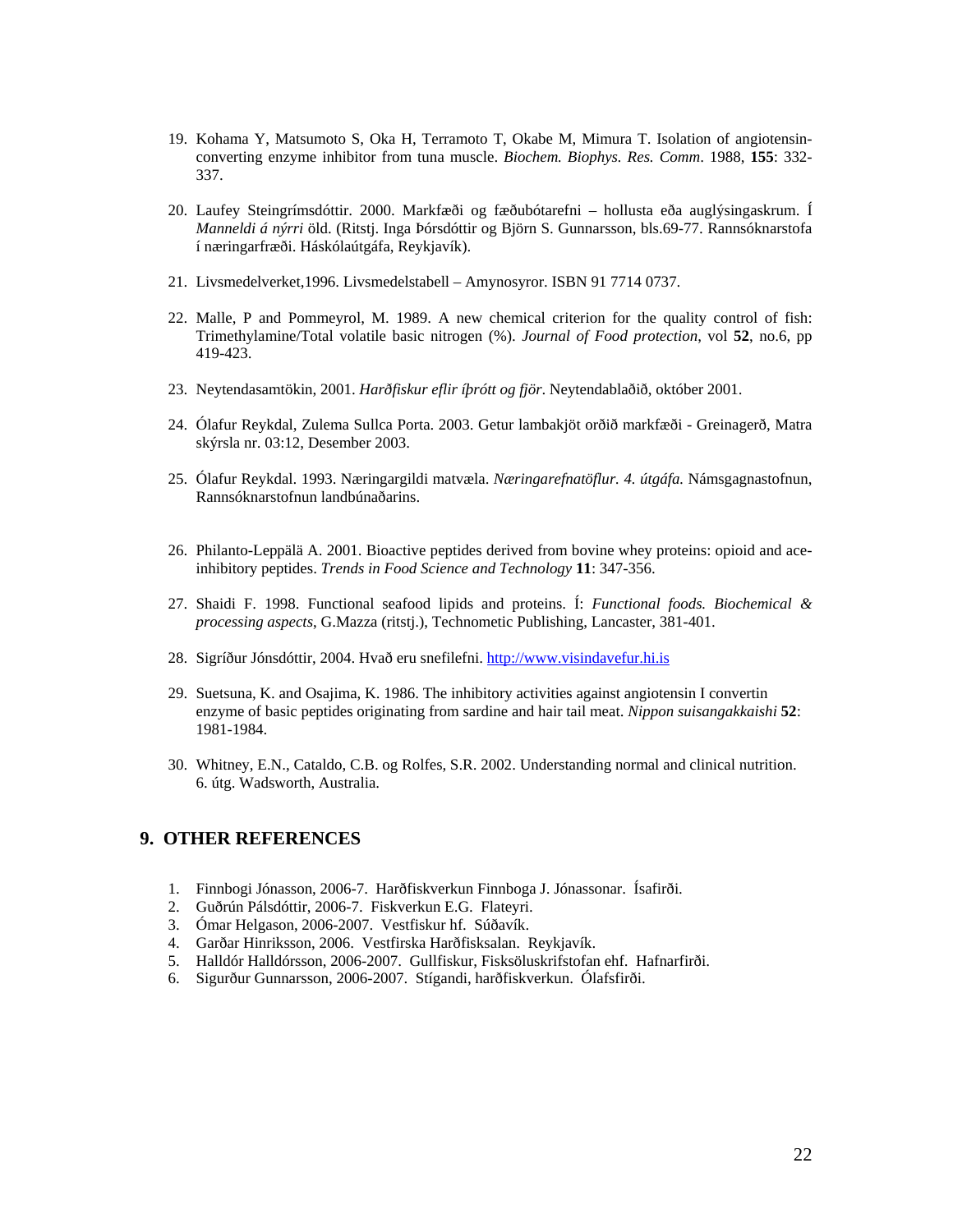19. Kohama Y, Matsumoto S, Oka H, Terramoto T, Okabe M, Mimura T. Isolation of angiotensin-converting enzyme inhibitor from tuna muscle. *Biochem. Biophys. Res. Comm*. 1988, **155**: 332-337.

20. Laufey Steingrímsdóttir. 2000. Markfæði og fæðubótarefni – hollusta eða auglýsingaskrum. Í *Manneldi á nýrri* öld. (Ritstj. Inga Þórsdóttir og Björn S. Gunnarsson, bls.69-77. Rannsóknarstofa í næringarfræði. Háskólaútgáfa, Reykjavík).

21. Livsmedelverket,1996. Livsmedelstabell – Amynosyror. ISBN 91 7714 0737.

22. Malle, P and Pommeyrol, M. 1989. A new chemical criterion for the quality control of fish: Trimethylamine/Total volatile basic nitrogen (%). *Journal of Food protection*, vol **52**, no.6, pp 419-423.

23. Neytendasamtökin, 2001. *Harðfiskur eflir íþrótt og fjör*. Neytendablaðið, október 2001.

24. Ólafur Reykdal, Zulema Sullca Porta. 2003. Getur lambakjöt orðið markfæði - Greinagerð, Matra skýrsla nr. 03:12, Desember 2003.

25. Ólafur Reykdal. 1993. Næringargildi matvæla. *Næringarefnatöflur. 4. útgáfa.* Námsgagnastofnun, Rannsóknarstofnun landbúnaðarins.

26. Philanto-Leppälä A. 2001. Bioactive peptides derived from bovine whey proteins: opioid and ace-inhibitory peptides. *Trends in Food Science and Technology* **11**: 347-356.

27. Shaidi F. 1998. Functional seafood lipids and proteins. Í: *Functional foods. Biochemical & processing aspects*, G.Mazza (ritstj.), Technometic Publishing, Lancaster, 381-401.

28. Sigríður Jónsdóttir, 2004. Hvað eru snefilefni. http://www.visindavefur.hi.is

29. Suetsuna, K. and Osajima, K. 1986. The inhibitory activities against angiotensin I convertin enzyme of basic peptides originating from sardine and hair tail meat. *Nippon suisangakkaishi* **52**: 1981-1984.

30. Whitney, E.N., Cataldo, C.B. og Rolfes, S.R. 2002. Understanding normal and clinical nutrition. 6. útg. Wadsworth, Australia.

## 9. OTHER REFERENCES

1. Finnbogi Jónasson, 2006-7. Harðfiskverkun Finnboga J. Jónassonar. Ísafirði.
2. Guðrún Pálsdóttir, 2006-7. Fiskverkun E.G. Flateyri.
3. Ómar Helgason, 2006-2007. Vestfiskur hf. Súðavík.
4. Garðar Hinriksson, 2006. Vestfirska Harðfisksalan. Reykjavík.
5. Halldór Halldórsson, 2006-2007. Gullfiskur, Fisksöluskrifstofan ehf. Hafnarfirði.
6. Sigurður Gunnarsson, 2006-2007. Stígandi, harðfiskverkun. Ólafsfirði.